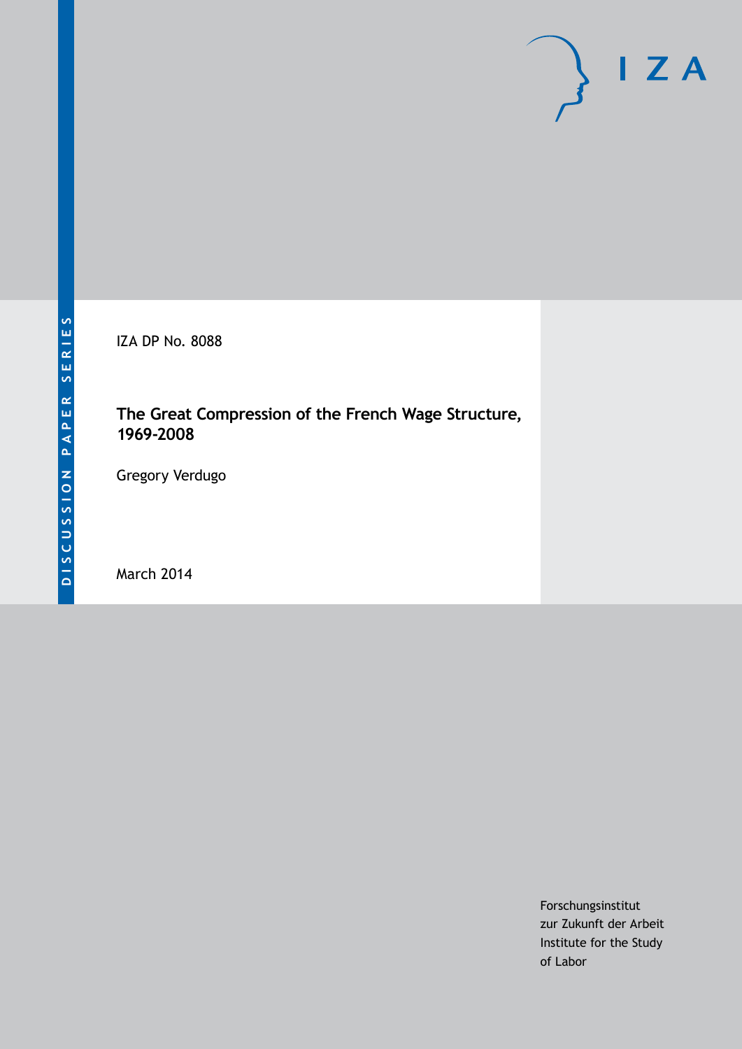DISCUSSION PAPER SERIES

IZA DP No. 8088

# The Great Compression of the French Wage Structure, 1969-2008

Gregory Verdugo

March 2014

Forschungsinstitut
zur Zukunft der Arbeit
Institute for the Study
of Labor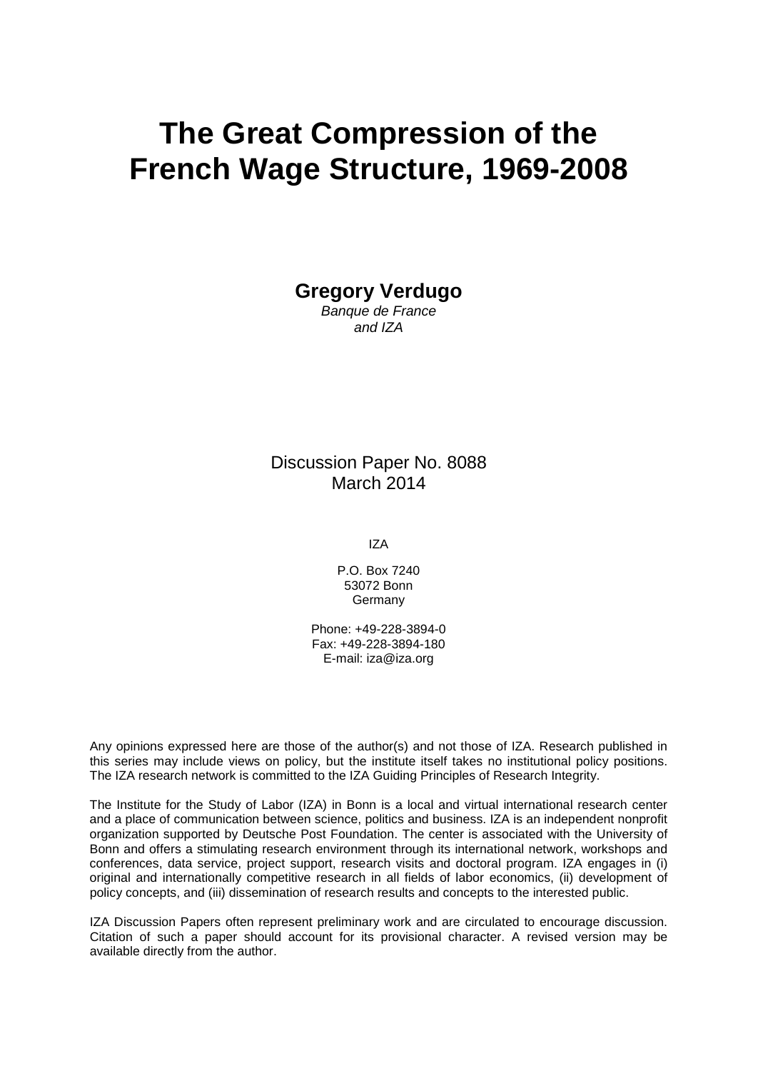# The Great Compression of the French Wage Structure, 1969-2008

**Gregory Verdugo**
*Banque de France*
*and IZA*

Discussion Paper No. 8088
March 2014

IZA

P.O. Box 7240
53072 Bonn
Germany

Phone: +49-228-3894-0
Fax: +49-228-3894-180
E-mail: iza@iza.org

Any opinions expressed here are those of the author(s) and not those of IZA. Research published in this series may include views on policy, but the institute itself takes no institutional policy positions. The IZA research network is committed to the IZA Guiding Principles of Research Integrity.

The Institute for the Study of Labor (IZA) in Bonn is a local and virtual international research center and a place of communication between science, politics and business. IZA is an independent nonprofit organization supported by Deutsche Post Foundation. The center is associated with the University of Bonn and offers a stimulating research environment through its international network, workshops and conferences, data service, project support, research visits and doctoral program. IZA engages in (i) original and internationally competitive research in all fields of labor economics, (ii) development of policy concepts, and (iii) dissemination of research results and concepts to the interested public.

IZA Discussion Papers often represent preliminary work and are circulated to encourage discussion. Citation of such a paper should account for its provisional character. A revised version may be available directly from the author.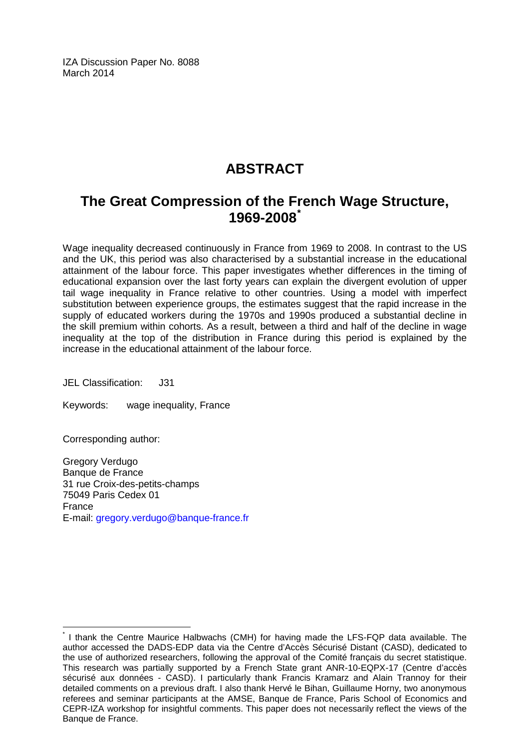IZA Discussion Paper No. 8088
March 2014

# ABSTRACT

## The Great Compression of the French Wage Structure, 1969-2008[*]

Wage inequality decreased continuously in France from 1969 to 2008. In contrast to the US and the UK, this period was also characterised by a substantial increase in the educational attainment of the labour force. This paper investigates whether differences in the timing of educational expansion over the last forty years can explain the divergent evolution of upper tail wage inequality in France relative to other countries. Using a model with imperfect substitution between experience groups, the estimates suggest that the rapid increase in the supply of educated workers during the 1970s and 1990s produced a substantial decline in the skill premium within cohorts. As a result, between a third and half of the decline in wage inequality at the top of the distribution in France during this period is explained by the increase in the educational attainment of the labour force.

JEL Classification: J31

Keywords: wage inequality, France

Corresponding author:

Gregory Verdugo
Banque de France
31 rue Croix-des-petits-champs
75049 Paris Cedex 01
France
E-mail: gregory.verdugo@banque-france.fr

[*] I thank the Centre Maurice Halbwachs (CMH) for having made the LFS-FQP data available. The author accessed the DADS-EDP data via the Centre d'Accès Sécurisé Distant (CASD), dedicated to the use of authorized researchers, following the approval of the Comité français du secret statistique. This research was partially supported by a French State grant ANR-10-EQPX-17 (Centre d'accès sécurisé aux données - CASD). I particularly thank Francis Kramarz and Alain Trannoy for their detailed comments on a previous draft. I also thank Hervé le Bihan, Guillaume Horny, two anonymous referees and seminar participants at the AMSE, Banque de France, Paris School of Economics and CEPR-IZA workshop for insightful comments. This paper does not necessarily reflect the views of the Banque de France.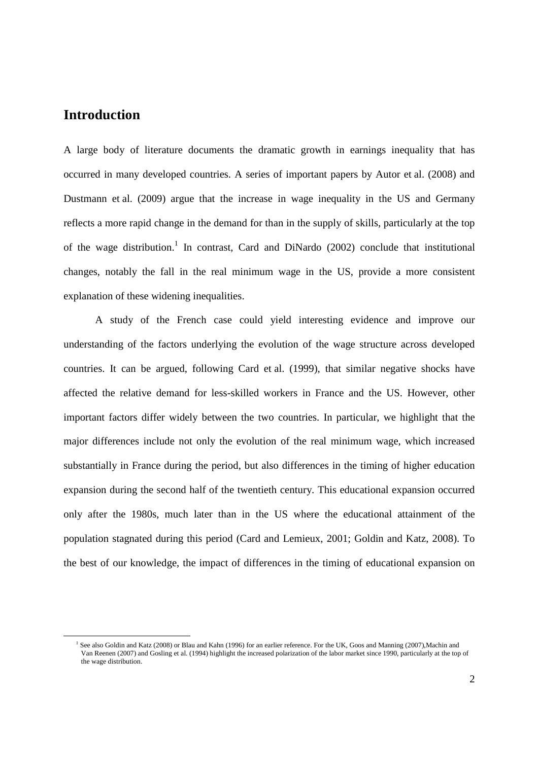# Introduction

A large body of literature documents the dramatic growth in earnings inequality that has occurred in many developed countries. A series of important papers by Autor et al. (2008) and Dustmann et al. (2009) argue that the increase in wage inequality in the US and Germany reflects a more rapid change in the demand for than in the supply of skills, particularly at the top of the wage distribution.[1] In contrast, Card and DiNardo (2002) conclude that institutional changes, notably the fall in the real minimum wage in the US, provide a more consistent explanation of these widening inequalities.

A study of the French case could yield interesting evidence and improve our understanding of the factors underlying the evolution of the wage structure across developed countries. It can be argued, following Card et al. (1999), that similar negative shocks have affected the relative demand for less-skilled workers in France and the US. However, other important factors differ widely between the two countries. In particular, we highlight that the major differences include not only the evolution of the real minimum wage, which increased substantially in France during the period, but also differences in the timing of higher education expansion during the second half of the twentieth century. This educational expansion occurred only after the 1980s, much later than in the US where the educational attainment of the population stagnated during this period (Card and Lemieux, 2001; Goldin and Katz, 2008). To the best of our knowledge, the impact of differences in the timing of educational expansion on

[1] See also Goldin and Katz (2008) or Blau and Kahn (1996) for an earlier reference. For the UK, Goos and Manning (2007),Machin and Van Reenen (2007) and Gosling et al. (1994) highlight the increased polarization of the labor market since 1990, particularly at the top of the wage distribution.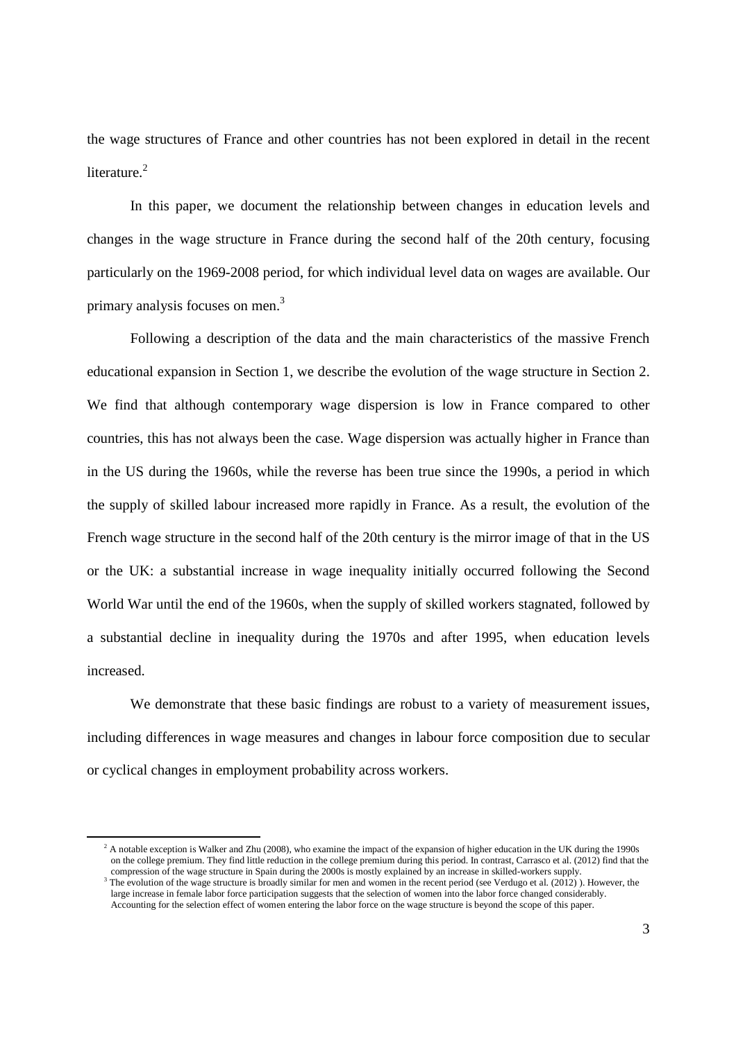the wage structures of France and other countries has not been explored in detail in the recent literature.[2]

In this paper, we document the relationship between changes in education levels and changes in the wage structure in France during the second half of the 20th century, focusing particularly on the 1969-2008 period, for which individual level data on wages are available. Our primary analysis focuses on men.[3]

Following a description of the data and the main characteristics of the massive French educational expansion in Section 1, we describe the evolution of the wage structure in Section 2. We find that although contemporary wage dispersion is low in France compared to other countries, this has not always been the case. Wage dispersion was actually higher in France than in the US during the 1960s, while the reverse has been true since the 1990s, a period in which the supply of skilled labour increased more rapidly in France. As a result, the evolution of the French wage structure in the second half of the 20th century is the mirror image of that in the US or the UK: a substantial increase in wage inequality initially occurred following the Second World War until the end of the 1960s, when the supply of skilled workers stagnated, followed by a substantial decline in inequality during the 1970s and after 1995, when education levels increased.

We demonstrate that these basic findings are robust to a variety of measurement issues, including differences in wage measures and changes in labour force composition due to secular or cyclical changes in employment probability across workers.

---

[2] A notable exception is Walker and Zhu (2008), who examine the impact of the expansion of higher education in the UK during the 1990s on the college premium. They find little reduction in the college premium during this period. In contrast, Carrasco et al. (2012) find that the compression of the wage structure in Spain during the 2000s is mostly explained by an increase in skilled-workers supply.

[3] The evolution of the wage structure is broadly similar for men and women in the recent period (see Verdugo et al. (2012) ). However, the large increase in female labor force participation suggests that the selection of women into the labor force changed considerably. Accounting for the selection effect of women entering the labor force on the wage structure is beyond the scope of this paper.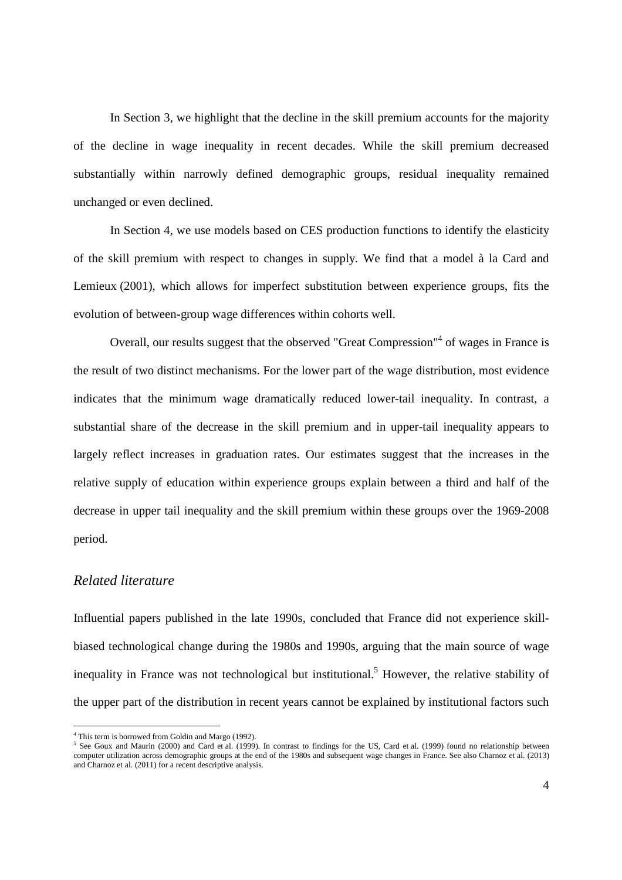In Section 3, we highlight that the decline in the skill premium accounts for the majority of the decline in wage inequality in recent decades. While the skill premium decreased substantially within narrowly defined demographic groups, residual inequality remained unchanged or even declined.

In Section 4, we use models based on CES production functions to identify the elasticity of the skill premium with respect to changes in supply. We find that a model à la Card and Lemieux (2001), which allows for imperfect substitution between experience groups, fits the evolution of between-group wage differences within cohorts well.

Overall, our results suggest that the observed "Great Compression"[4] of wages in France is the result of two distinct mechanisms. For the lower part of the wage distribution, most evidence indicates that the minimum wage dramatically reduced lower-tail inequality. In contrast, a substantial share of the decrease in the skill premium and in upper-tail inequality appears to largely reflect increases in graduation rates. Our estimates suggest that the increases in the relative supply of education within experience groups explain between a third and half of the decrease in upper tail inequality and the skill premium within these groups over the 1969-2008 period.

### *Related literature*

Influential papers published in the late 1990s, concluded that France did not experience skill-biased technological change during the 1980s and 1990s, arguing that the main source of wage inequality in France was not technological but institutional.[5] However, the relative stability of the upper part of the distribution in recent years cannot be explained by institutional factors such

---

[4] This term is borrowed from Goldin and Margo (1992).

[5] See Goux and Maurin (2000) and Card et al. (1999). In contrast to findings for the US, Card et al. (1999) found no relationship between computer utilization across demographic groups at the end of the 1980s and subsequent wage changes in France. See also Charnoz et al. (2013) and Charnoz et al. (2011) for a recent descriptive analysis.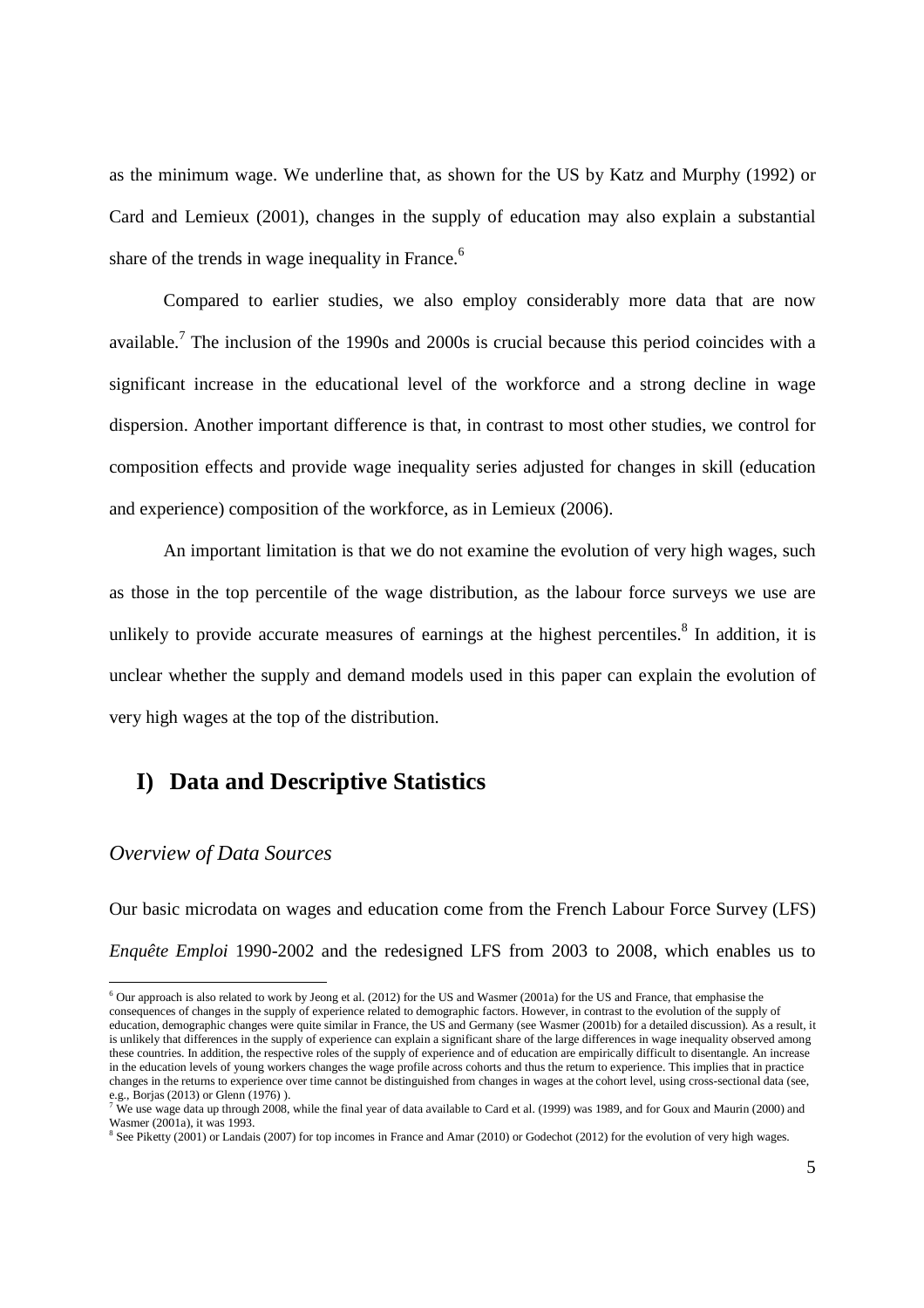as the minimum wage. We underline that, as shown for the US by Katz and Murphy (1992) or Card and Lemieux (2001), changes in the supply of education may also explain a substantial share of the trends in wage inequality in France.[6]

Compared to earlier studies, we also employ considerably more data that are now available.[7] The inclusion of the 1990s and 2000s is crucial because this period coincides with a significant increase in the educational level of the workforce and a strong decline in wage dispersion. Another important difference is that, in contrast to most other studies, we control for composition effects and provide wage inequality series adjusted for changes in skill (education and experience) composition of the workforce, as in Lemieux (2006).

An important limitation is that we do not examine the evolution of very high wages, such as those in the top percentile of the wage distribution, as the labour force surveys we use are unlikely to provide accurate measures of earnings at the highest percentiles.[8] In addition, it is unclear whether the supply and demand models used in this paper can explain the evolution of very high wages at the top of the distribution.

## I) Data and Descriptive Statistics

### *Overview of Data Sources*

Our basic microdata on wages and education come from the French Labour Force Survey (LFS) *Enquête Emploi* 1990-2002 and the redesigned LFS from 2003 to 2008, which enables us to

---

[6] Our approach is also related to work by Jeong et al. (2012) for the US and Wasmer (2001a) for the US and France, that emphasise the consequences of changes in the supply of experience related to demographic factors. However, in contrast to the evolution of the supply of education, demographic changes were quite similar in France, the US and Germany (see Wasmer (2001b) for a detailed discussion). As a result, it is unlikely that differences in the supply of experience can explain a significant share of the large differences in wage inequality observed among these countries. In addition, the respective roles of the supply of experience and of education are empirically difficult to disentangle. An increase in the education levels of young workers changes the wage profile across cohorts and thus the return to experience. This implies that in practice changes in the returns to experience over time cannot be distinguished from changes in wages at the cohort level, using cross-sectional data (see, e.g., Borjas (2013) or Glenn (1976) ).

[7] We use wage data up through 2008, while the final year of data available to Card et al. (1999) was 1989, and for Goux and Maurin (2000) and Wasmer (2001a), it was 1993.

[8] See Piketty (2001) or Landais (2007) for top incomes in France and Amar (2010) or Godechot (2012) for the evolution of very high wages.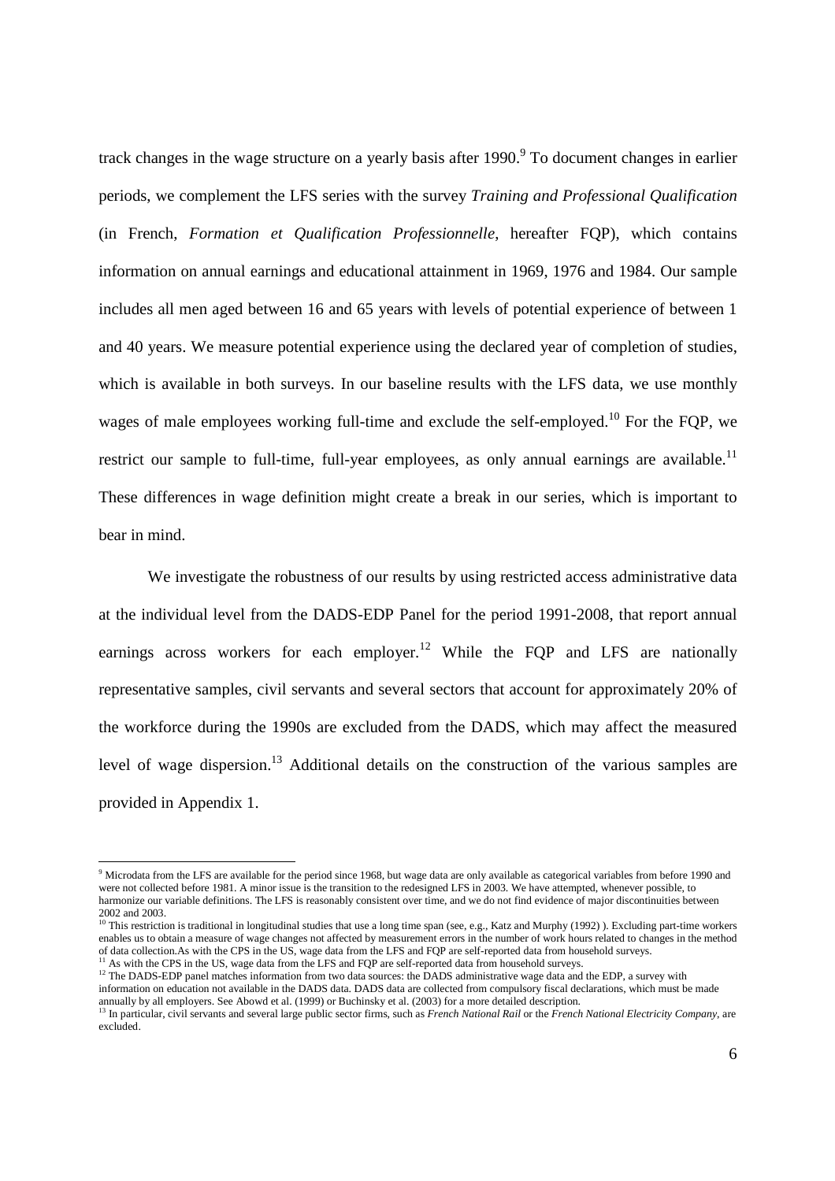track changes in the wage structure on a yearly basis after 1990.[9] To document changes in earlier periods, we complement the LFS series with the survey *Training and Professional Qualification* (in French, *Formation et Qualification Professionnelle*, hereafter FQP), which contains information on annual earnings and educational attainment in 1969, 1976 and 1984. Our sample includes all men aged between 16 and 65 years with levels of potential experience of between 1 and 40 years. We measure potential experience using the declared year of completion of studies, which is available in both surveys. In our baseline results with the LFS data, we use monthly wages of male employees working full-time and exclude the self-employed.[10] For the FQP, we restrict our sample to full-time, full-year employees, as only annual earnings are available.[11] These differences in wage definition might create a break in our series, which is important to bear in mind.

We investigate the robustness of our results by using restricted access administrative data at the individual level from the DADS-EDP Panel for the period 1991-2008, that report annual earnings across workers for each employer.[12] While the FQP and LFS are nationally representative samples, civil servants and several sectors that account for approximately 20% of the workforce during the 1990s are excluded from the DADS, which may affect the measured level of wage dispersion.[13] Additional details on the construction of the various samples are provided in Appendix 1.

---

[9] Microdata from the LFS are available for the period since 1968, but wage data are only available as categorical variables from before 1990 and were not collected before 1981. A minor issue is the transition to the redesigned LFS in 2003. We have attempted, whenever possible, to harmonize our variable definitions. The LFS is reasonably consistent over time, and we do not find evidence of major discontinuities between 2002 and 2003.

[10] This restriction is traditional in longitudinal studies that use a long time span (see, e.g., Katz and Murphy (1992) ). Excluding part-time workers enables us to obtain a measure of wage changes not affected by measurement errors in the number of work hours related to changes in the method of data collection.As with the CPS in the US, wage data from the LFS and FQP are self-reported data from household surveys.

[11] As with the CPS in the US, wage data from the LFS and FQP are self-reported data from household surveys.

[12] The DADS-EDP panel matches information from two data sources: the DADS administrative wage data and the EDP, a survey with information on education not available in the DADS data. DADS data are collected from compulsory fiscal declarations, which must be made annually by all employers. See Abowd et al. (1999) or Buchinsky et al. (2003) for a more detailed description.

[13] In particular, civil servants and several large public sector firms, such as *French National Rail* or the *French National Electricity Company*, are excluded.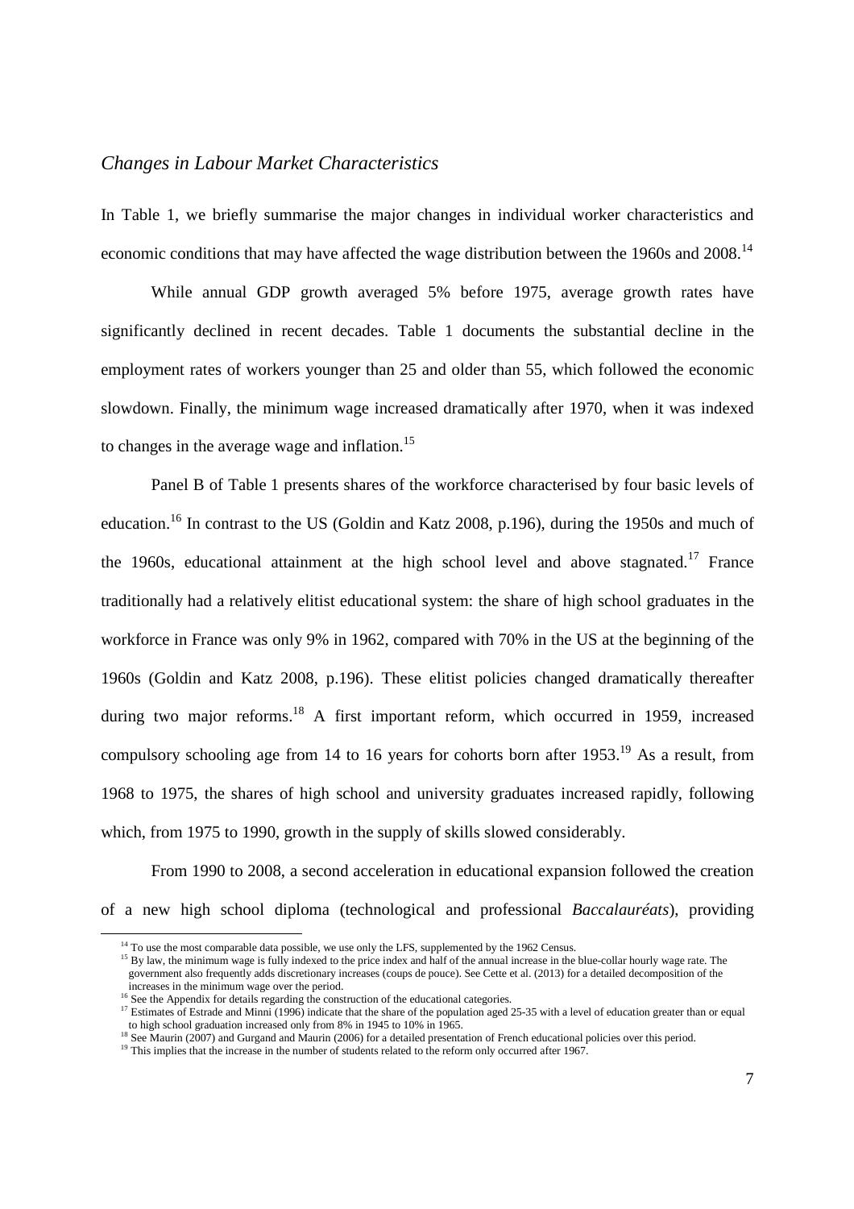### *Changes in Labour Market Characteristics*

In Table 1, we briefly summarise the major changes in individual worker characteristics and economic conditions that may have affected the wage distribution between the 1960s and 2008.[14]

While annual GDP growth averaged 5% before 1975, average growth rates have significantly declined in recent decades. Table 1 documents the substantial decline in the employment rates of workers younger than 25 and older than 55, which followed the economic slowdown. Finally, the minimum wage increased dramatically after 1970, when it was indexed to changes in the average wage and inflation.[15]

Panel B of Table 1 presents shares of the workforce characterised by four basic levels of education.[16] In contrast to the US (Goldin and Katz 2008, p.196), during the 1950s and much of the 1960s, educational attainment at the high school level and above stagnated.[17] France traditionally had a relatively elitist educational system: the share of high school graduates in the workforce in France was only 9% in 1962, compared with 70% in the US at the beginning of the 1960s (Goldin and Katz 2008, p.196). These elitist policies changed dramatically thereafter during two major reforms.[18] A first important reform, which occurred in 1959, increased compulsory schooling age from 14 to 16 years for cohorts born after 1953.[19] As a result, from 1968 to 1975, the shares of high school and university graduates increased rapidly, following which, from 1975 to 1990, growth in the supply of skills slowed considerably.

From 1990 to 2008, a second acceleration in educational expansion followed the creation of a new high school diploma (technological and professional *Baccalauréats*), providing

---

[14] To use the most comparable data possible, we use only the LFS, supplemented by the 1962 Census.

[15] By law, the minimum wage is fully indexed to the price index and half of the annual increase in the blue-collar hourly wage rate. The government also frequently adds discretionary increases (coups de pouce). See Cette et al. (2013) for a detailed decomposition of the increases in the minimum wage over the period.

[16] See the Appendix for details regarding the construction of the educational categories.

[17] Estimates of Estrade and Minni (1996) indicate that the share of the population aged 25-35 with a level of education greater than or equal to high school graduation increased only from 8% in 1945 to 10% in 1965.

[18] See Maurin (2007) and Gurgand and Maurin (2006) for a detailed presentation of French educational policies over this period.

[19] This implies that the increase in the number of students related to the reform only occurred after 1967.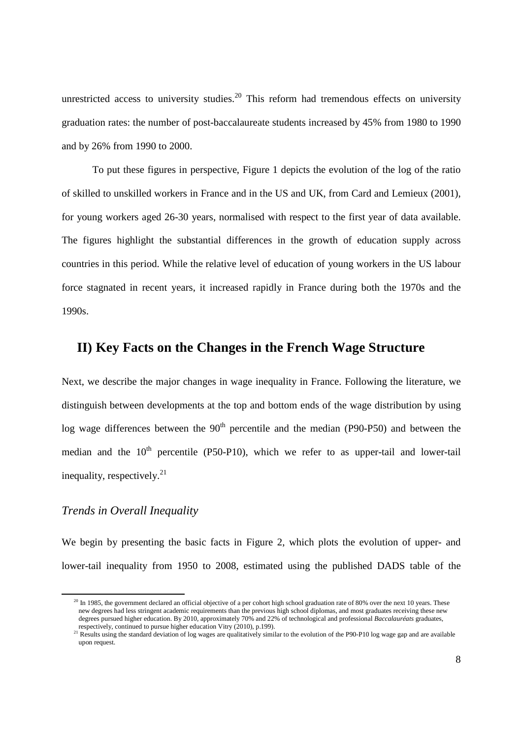unrestricted access to university studies.[20] This reform had tremendous effects on university graduation rates: the number of post-baccalaureate students increased by 45% from 1980 to 1990 and by 26% from 1990 to 2000.

To put these figures in perspective, Figure 1 depicts the evolution of the log of the ratio of skilled to unskilled workers in France and in the US and UK, from Card and Lemieux (2001), for young workers aged 26-30 years, normalised with respect to the first year of data available. The figures highlight the substantial differences in the growth of education supply across countries in this period. While the relative level of education of young workers in the US labour force stagnated in recent years, it increased rapidly in France during both the 1970s and the 1990s.

## II) Key Facts on the Changes in the French Wage Structure

Next, we describe the major changes in wage inequality in France. Following the literature, we distinguish between developments at the top and bottom ends of the wage distribution by using log wage differences between the 90th percentile and the median (P90-P50) and between the median and the 10th percentile (P50-P10), which we refer to as upper-tail and lower-tail inequality, respectively.[21]

### *Trends in Overall Inequality*

We begin by presenting the basic facts in Figure 2, which plots the evolution of upper- and lower-tail inequality from 1950 to 2008, estimated using the published DADS table of the

---

[20] In 1985, the government declared an official objective of a per cohort high school graduation rate of 80% over the next 10 years. These new degrees had less stringent academic requirements than the previous high school diplomas, and most graduates receiving these new degrees pursued higher education. By 2010, approximately 70% and 22% of technological and professional *Baccalauréats* graduates, respectively, continued to pursue higher education Vitry (2010), p.199).

[21] Results using the standard deviation of log wages are qualitatively similar to the evolution of the P90-P10 log wage gap and are available upon request.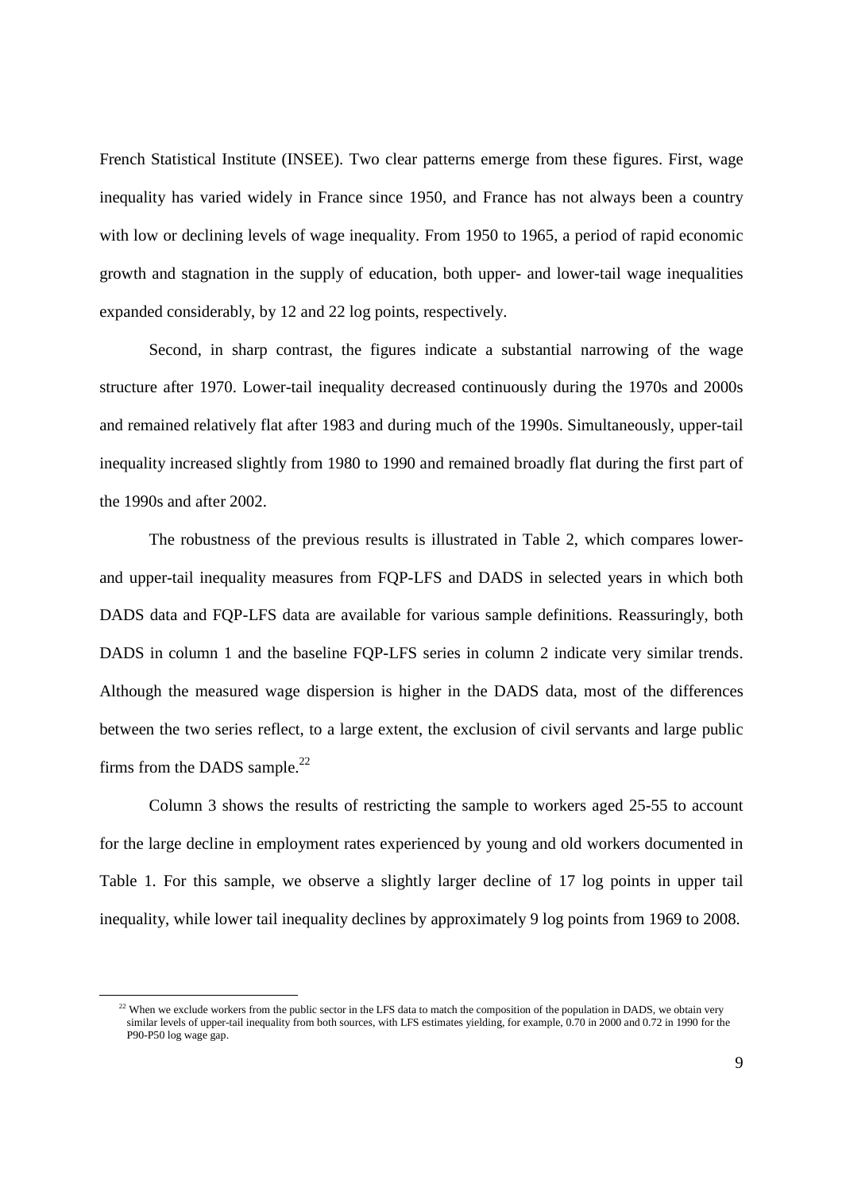French Statistical Institute (INSEE). Two clear patterns emerge from these figures. First, wage inequality has varied widely in France since 1950, and France has not always been a country with low or declining levels of wage inequality. From 1950 to 1965, a period of rapid economic growth and stagnation in the supply of education, both upper- and lower-tail wage inequalities expanded considerably, by 12 and 22 log points, respectively.

Second, in sharp contrast, the figures indicate a substantial narrowing of the wage structure after 1970. Lower-tail inequality decreased continuously during the 1970s and 2000s and remained relatively flat after 1983 and during much of the 1990s. Simultaneously, upper-tail inequality increased slightly from 1980 to 1990 and remained broadly flat during the first part of the 1990s and after 2002.

The robustness of the previous results is illustrated in Table 2, which compares lower- and upper-tail inequality measures from FQP-LFS and DADS in selected years in which both DADS data and FQP-LFS data are available for various sample definitions. Reassuringly, both DADS in column 1 and the baseline FQP-LFS series in column 2 indicate very similar trends. Although the measured wage dispersion is higher in the DADS data, most of the differences between the two series reflect, to a large extent, the exclusion of civil servants and large public firms from the DADS sample.[22]

Column 3 shows the results of restricting the sample to workers aged 25-55 to account for the large decline in employment rates experienced by young and old workers documented in Table 1. For this sample, we observe a slightly larger decline of 17 log points in upper tail inequality, while lower tail inequality declines by approximately 9 log points from 1969 to 2008.

[22] When we exclude workers from the public sector in the LFS data to match the composition of the population in DADS, we obtain very similar levels of upper-tail inequality from both sources, with LFS estimates yielding, for example, 0.70 in 2000 and 0.72 in 1990 for the P90-P50 log wage gap.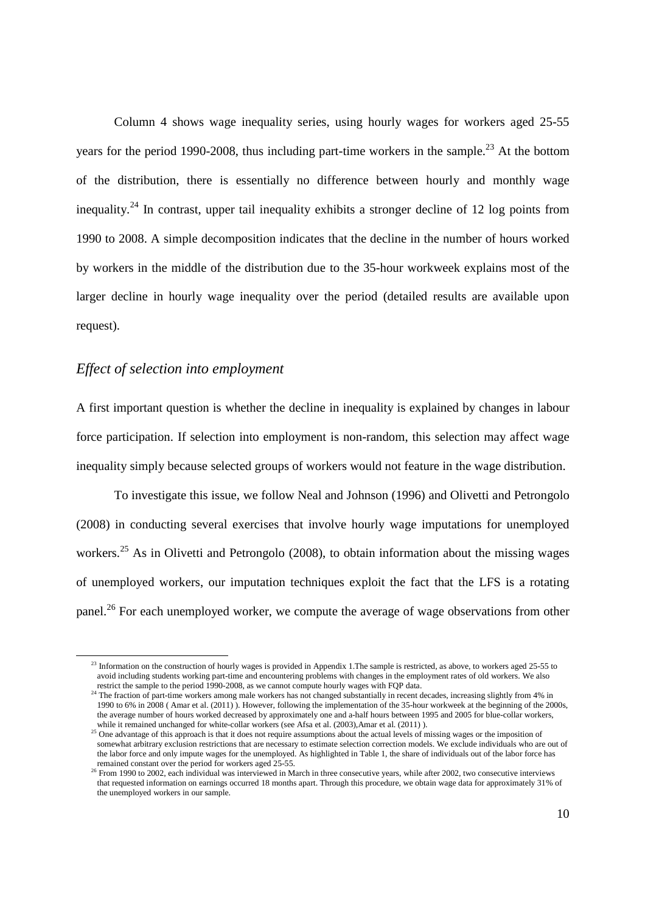Column 4 shows wage inequality series, using hourly wages for workers aged 25-55 years for the period 1990-2008, thus including part-time workers in the sample.[23] At the bottom of the distribution, there is essentially no difference between hourly and monthly wage inequality.[24] In contrast, upper tail inequality exhibits a stronger decline of 12 log points from 1990 to 2008. A simple decomposition indicates that the decline in the number of hours worked by workers in the middle of the distribution due to the 35-hour workweek explains most of the larger decline in hourly wage inequality over the period (detailed results are available upon request).

### *Effect of selection into employment*

A first important question is whether the decline in inequality is explained by changes in labour force participation. If selection into employment is non-random, this selection may affect wage inequality simply because selected groups of workers would not feature in the wage distribution.

To investigate this issue, we follow Neal and Johnson (1996) and Olivetti and Petrongolo (2008) in conducting several exercises that involve hourly wage imputations for unemployed workers.[25] As in Olivetti and Petrongolo (2008), to obtain information about the missing wages of unemployed workers, our imputation techniques exploit the fact that the LFS is a rotating panel.[26] For each unemployed worker, we compute the average of wage observations from other

---

[23] Information on the construction of hourly wages is provided in Appendix 1.The sample is restricted, as above, to workers aged 25-55 to avoid including students working part-time and encountering problems with changes in the employment rates of old workers. We also restrict the sample to the period 1990-2008, as we cannot compute hourly wages with FQP data.

[24] The fraction of part-time workers among male workers has not changed substantially in recent decades, increasing slightly from 4% in 1990 to 6% in 2008 ( Amar et al. (2011) ). However, following the implementation of the 35-hour workweek at the beginning of the 2000s, the average number of hours worked decreased by approximately one and a-half hours between 1995 and 2005 for blue-collar workers, while it remained unchanged for white-collar workers (see Afsa et al. (2003),Amar et al. (2011) ).

[25] One advantage of this approach is that it does not require assumptions about the actual levels of missing wages or the imposition of somewhat arbitrary exclusion restrictions that are necessary to estimate selection correction models. We exclude individuals who are out of the labor force and only impute wages for the unemployed. As highlighted in Table 1, the share of individuals out of the labor force has remained constant over the period for workers aged 25-55.

[26] From 1990 to 2002, each individual was interviewed in March in three consecutive years, while after 2002, two consecutive interviews that requested information on earnings occurred 18 months apart. Through this procedure, we obtain wage data for approximately 31% of the unemployed workers in our sample.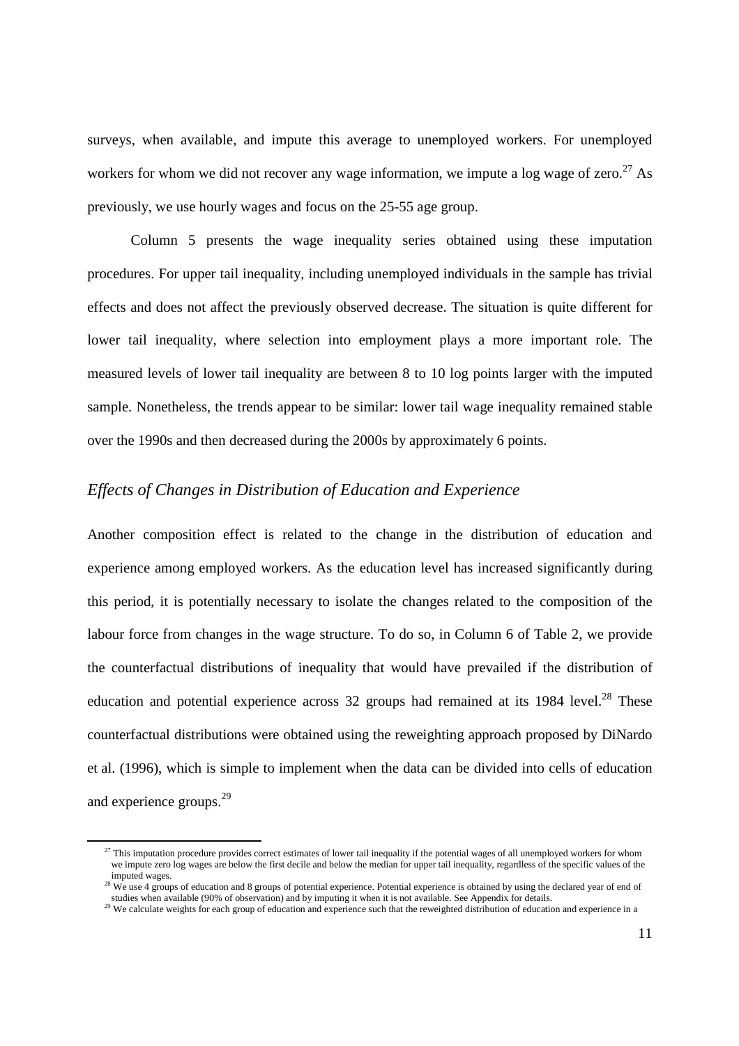surveys, when available, and impute this average to unemployed workers. For unemployed workers for whom we did not recover any wage information, we impute a log wage of zero.[27] As previously, we use hourly wages and focus on the 25-55 age group.

Column 5 presents the wage inequality series obtained using these imputation procedures. For upper tail inequality, including unemployed individuals in the sample has trivial effects and does not affect the previously observed decrease. The situation is quite different for lower tail inequality, where selection into employment plays a more important role. The measured levels of lower tail inequality are between 8 to 10 log points larger with the imputed sample. Nonetheless, the trends appear to be similar: lower tail wage inequality remained stable over the 1990s and then decreased during the 2000s by approximately 6 points.

### *Effects of Changes in Distribution of Education and Experience*

Another composition effect is related to the change in the distribution of education and experience among employed workers. As the education level has increased significantly during this period, it is potentially necessary to isolate the changes related to the composition of the labour force from changes in the wage structure. To do so, in Column 6 of Table 2, we provide the counterfactual distributions of inequality that would have prevailed if the distribution of education and potential experience across 32 groups had remained at its 1984 level.[28] These counterfactual distributions were obtained using the reweighting approach proposed by DiNardo et al. (1996), which is simple to implement when the data can be divided into cells of education and experience groups.[29]

[27] This imputation procedure provides correct estimates of lower tail inequality if the potential wages of all unemployed workers for whom we impute zero log wages are below the first decile and below the median for upper tail inequality, regardless of the specific values of the imputed wages.

[28] We use 4 groups of education and 8 groups of potential experience. Potential experience is obtained by using the declared year of end of studies when available (90% of observation) and by imputing it when it is not available. See Appendix for details.

[29] We calculate weights for each group of education and experience such that the reweighted distribution of education and experience in a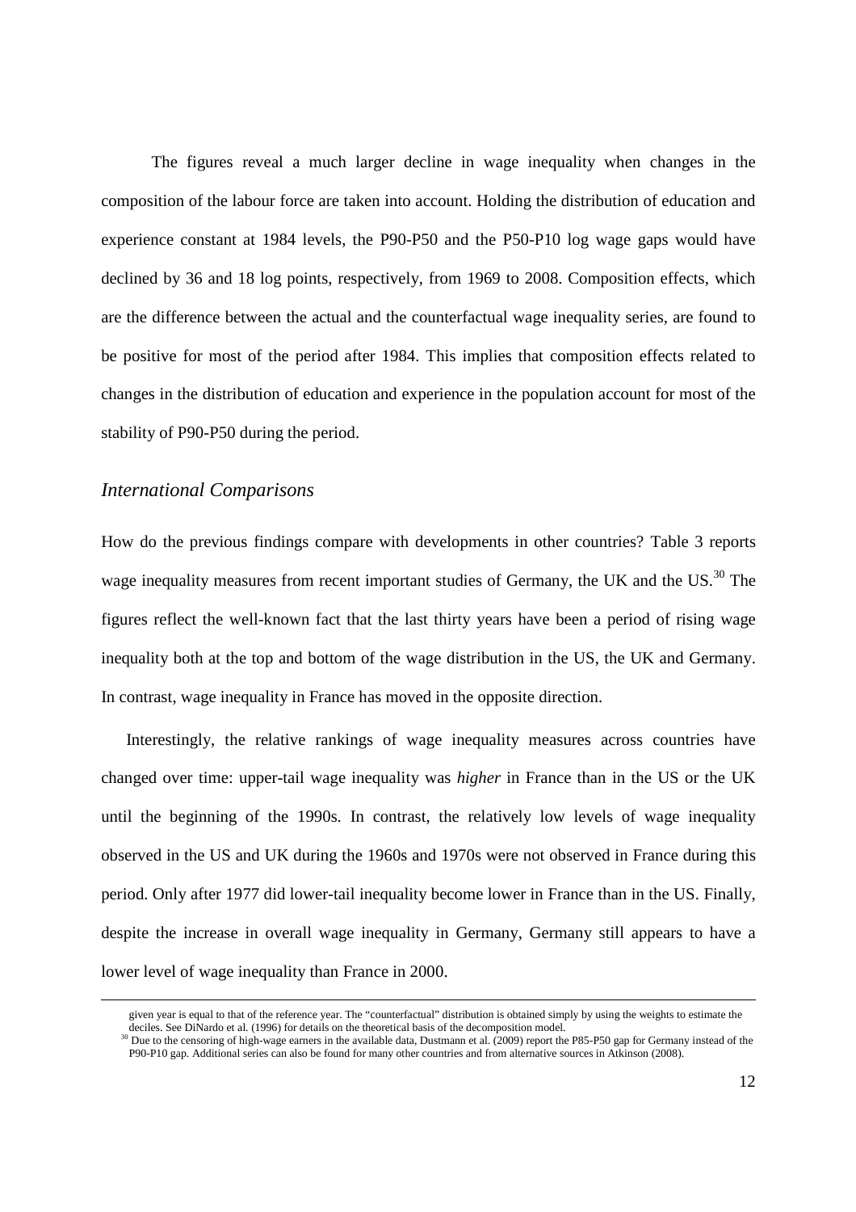The figures reveal a much larger decline in wage inequality when changes in the composition of the labour force are taken into account. Holding the distribution of education and experience constant at 1984 levels, the P90-P50 and the P50-P10 log wage gaps would have declined by 36 and 18 log points, respectively, from 1969 to 2008. Composition effects, which are the difference between the actual and the counterfactual wage inequality series, are found to be positive for most of the period after 1984. This implies that composition effects related to changes in the distribution of education and experience in the population account for most of the stability of P90-P50 during the period.

### *International Comparisons*

How do the previous findings compare with developments in other countries? Table 3 reports wage inequality measures from recent important studies of Germany, the UK and the US.[30] The figures reflect the well-known fact that the last thirty years have been a period of rising wage inequality both at the top and bottom of the wage distribution in the US, the UK and Germany. In contrast, wage inequality in France has moved in the opposite direction.

Interestingly, the relative rankings of wage inequality measures across countries have changed over time: upper-tail wage inequality was *higher* in France than in the US or the UK until the beginning of the 1990s. In contrast, the relatively low levels of wage inequality observed in the US and UK during the 1960s and 1970s were not observed in France during this period. Only after 1977 did lower-tail inequality become lower in France than in the US. Finally, despite the increase in overall wage inequality in Germany, Germany still appears to have a lower level of wage inequality than France in 2000.

---

given year is equal to that of the reference year. The "counterfactual" distribution is obtained simply by using the weights to estimate the deciles. See DiNardo et al. (1996) for details on the theoretical basis of the decomposition model.

[30] Due to the censoring of high-wage earners in the available data, Dustmann et al. (2009) report the P85-P50 gap for Germany instead of the P90-P10 gap. Additional series can also be found for many other countries and from alternative sources in Atkinson (2008).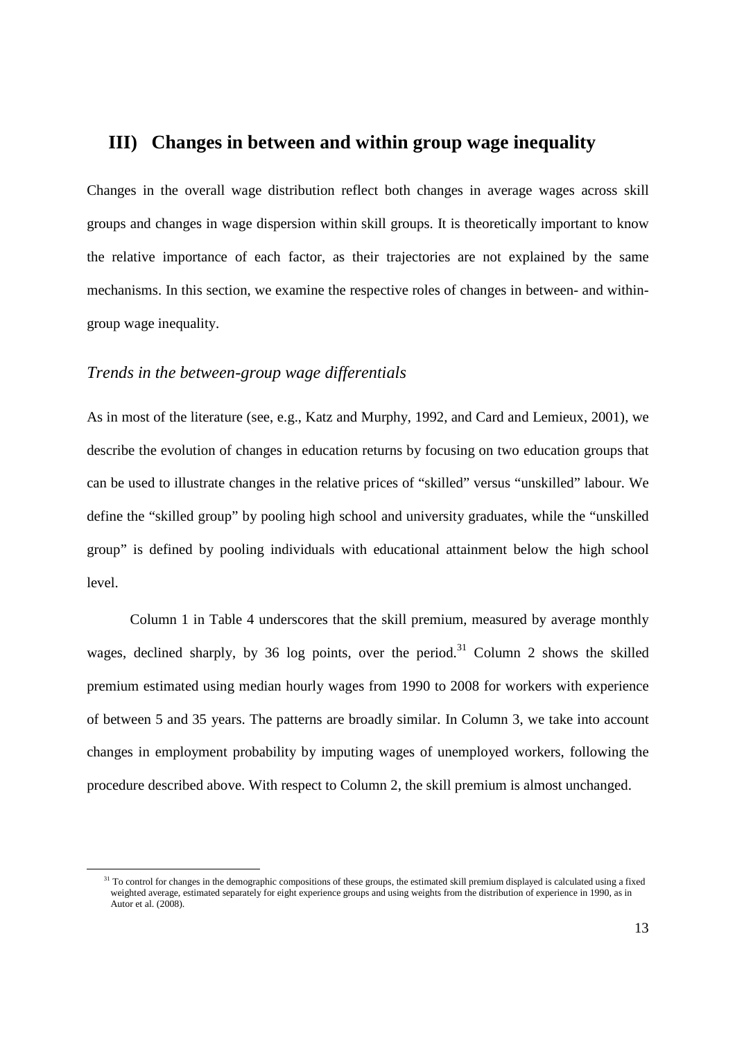## III) Changes in between and within group wage inequality

Changes in the overall wage distribution reflect both changes in average wages across skill groups and changes in wage dispersion within skill groups. It is theoretically important to know the relative importance of each factor, as their trajectories are not explained by the same mechanisms. In this section, we examine the respective roles of changes in between- and within-group wage inequality.

### *Trends in the between-group wage differentials*

As in most of the literature (see, e.g., Katz and Murphy, 1992, and Card and Lemieux, 2001), we describe the evolution of changes in education returns by focusing on two education groups that can be used to illustrate changes in the relative prices of "skilled" versus "unskilled" labour. We define the "skilled group" by pooling high school and university graduates, while the "unskilled group" is defined by pooling individuals with educational attainment below the high school level.

Column 1 in Table 4 underscores that the skill premium, measured by average monthly wages, declined sharply, by 36 log points, over the period.[31] Column 2 shows the skilled premium estimated using median hourly wages from 1990 to 2008 for workers with experience of between 5 and 35 years. The patterns are broadly similar. In Column 3, we take into account changes in employment probability by imputing wages of unemployed workers, following the procedure described above. With respect to Column 2, the skill premium is almost unchanged.

[31] To control for changes in the demographic compositions of these groups, the estimated skill premium displayed is calculated using a fixed weighted average, estimated separately for eight experience groups and using weights from the distribution of experience in 1990, as in Autor et al. (2008).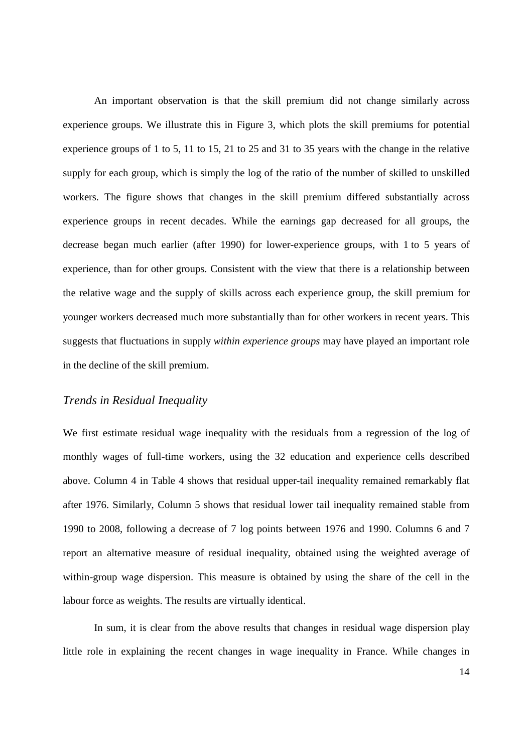An important observation is that the skill premium did not change similarly across experience groups. We illustrate this in Figure 3, which plots the skill premiums for potential experience groups of 1 to 5, 11 to 15, 21 to 25 and 31 to 35 years with the change in the relative supply for each group, which is simply the log of the ratio of the number of skilled to unskilled workers. The figure shows that changes in the skill premium differed substantially across experience groups in recent decades. While the earnings gap decreased for all groups, the decrease began much earlier (after 1990) for lower-experience groups, with 1 to 5 years of experience, than for other groups. Consistent with the view that there is a relationship between the relative wage and the supply of skills across each experience group, the skill premium for younger workers decreased much more substantially than for other workers in recent years. This suggests that fluctuations in supply *within experience groups* may have played an important role in the decline of the skill premium.

### *Trends in Residual Inequality*

We first estimate residual wage inequality with the residuals from a regression of the log of monthly wages of full-time workers, using the 32 education and experience cells described above. Column 4 in Table 4 shows that residual upper-tail inequality remained remarkably flat after 1976. Similarly, Column 5 shows that residual lower tail inequality remained stable from 1990 to 2008, following a decrease of 7 log points between 1976 and 1990. Columns 6 and 7 report an alternative measure of residual inequality, obtained using the weighted average of within-group wage dispersion. This measure is obtained by using the share of the cell in the labour force as weights. The results are virtually identical.

In sum, it is clear from the above results that changes in residual wage dispersion play little role in explaining the recent changes in wage inequality in France. While changes in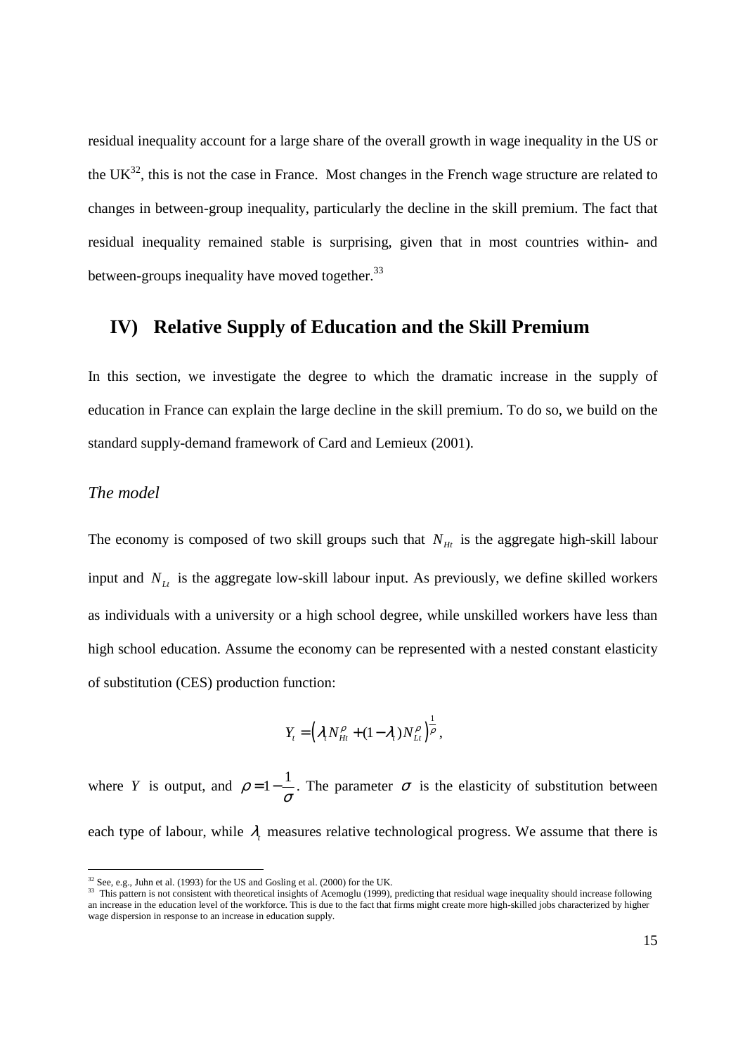residual inequality account for a large share of the overall growth in wage inequality in the US or the UK[32], this is not the case in France. Most changes in the French wage structure are related to changes in between-group inequality, particularly the decline in the skill premium. The fact that residual inequality remained stable is surprising, given that in most countries within- and between-groups inequality have moved together.[33]

## IV) Relative Supply of Education and the Skill Premium

In this section, we investigate the degree to which the dramatic increase in the supply of education in France can explain the large decline in the skill premium. To do so, we build on the standard supply-demand framework of Card and Lemieux (2001).

### *The model*

The economy is composed of two skill groups such that $N_{Ht}$ is the aggregate high-skill labour input and $N_{Lt}$ is the aggregate low-skill labour input. As previously, we define skilled workers as individuals with a university or a high school degree, while unskilled workers have less than high school education. Assume the economy can be represented with a nested constant elasticity of substitution (CES) production function:

$$Y_t = \left( \lambda_t N_{Ht}^{\rho} + (1-\lambda_t) N_{Lt}^{\rho} \right)^{\frac{1}{\rho}},$$

where $Y$ is output, and $\rho = 1 - \frac{1}{\sigma}$. The parameter $\sigma$ is the elasticity of substitution between each type of labour, while $\lambda_t$ measures relative technological progress. We assume that there is

[32] See, e.g., Juhn et al. (1993) for the US and Gosling et al. (2000) for the UK.

[33] This pattern is not consistent with theoretical insights of Acemoglu (1999), predicting that residual wage inequality should increase following an increase in the education level of the workforce. This is due to the fact that firms might create more high-skilled jobs characterized by higher wage dispersion in response to an increase in education supply.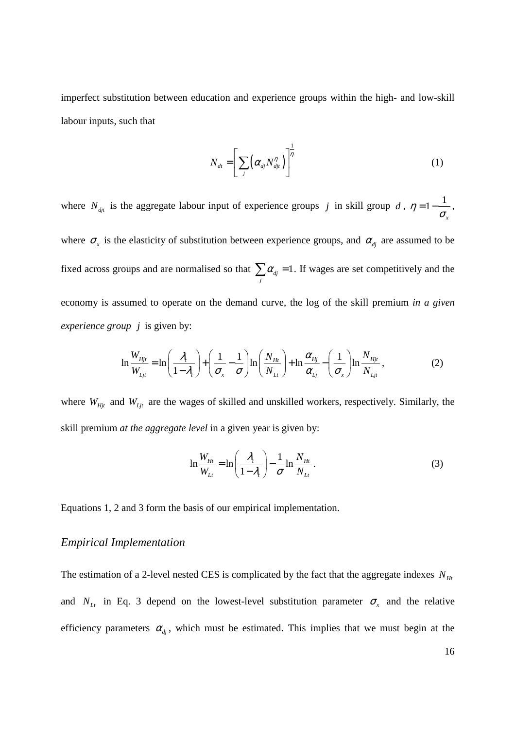imperfect substitution between education and experience groups within the high- and low-skill labour inputs, such that

$$N_{dt} = \left[ \sum_j \left( \alpha_{dj} N_{djt}^{\eta} \right) \right]^{\frac{1}{\eta}} \tag{1}$$

where $N_{djt}$ is the aggregate labour input of experience groups $j$ in skill group $d$, $\eta = 1 - \dfrac{1}{\sigma_x}$, where $\sigma_x$ is the elasticity of substitution between experience groups, and $\alpha_{dj}$ are assumed to be fixed across groups and are normalised so that $\sum_j \alpha_{dj} = 1$. If wages are set competitively and the economy is assumed to operate on the demand curve, the log of the skill premium *in a given experience group* $j$ is given by:

$$\ln \frac{W_{Hjt}}{W_{Ljt}} = \ln\left( \frac{\lambda_t}{1-\lambda_t} \right) + \left( \frac{1}{\sigma_x} - \frac{1}{\sigma} \right) \ln\left( \frac{N_{Ht}}{N_{Lt}} \right) + \ln \frac{\alpha_{Hj}}{\alpha_{Lj}} - \left( \frac{1}{\sigma_x} \right) \ln \frac{N_{Hjt}}{N_{Ljt}}, \tag{2}$$

where $W_{Hjt}$ and $W_{Ljt}$ are the wages of skilled and unskilled workers, respectively. Similarly, the skill premium *at the aggregate level* in a given year is given by:

$$\ln \frac{W_{Ht}}{W_{Lt}} = \ln\left( \frac{\lambda_t}{1-\lambda_t} \right) - \frac{1}{\sigma} \ln \frac{N_{Ht}}{N_{Lt}}. \tag{3}$$

Equations 1, 2 and 3 form the basis of our empirical implementation.

### *Empirical Implementation*

The estimation of a 2-level nested CES is complicated by the fact that the aggregate indexes $N_{Ht}$ and $N_{Lt}$ in Eq. 3 depend on the lowest-level substitution parameter $\sigma_x$ and the relative efficiency parameters $\alpha_{dj}$, which must be estimated. This implies that we must begin at the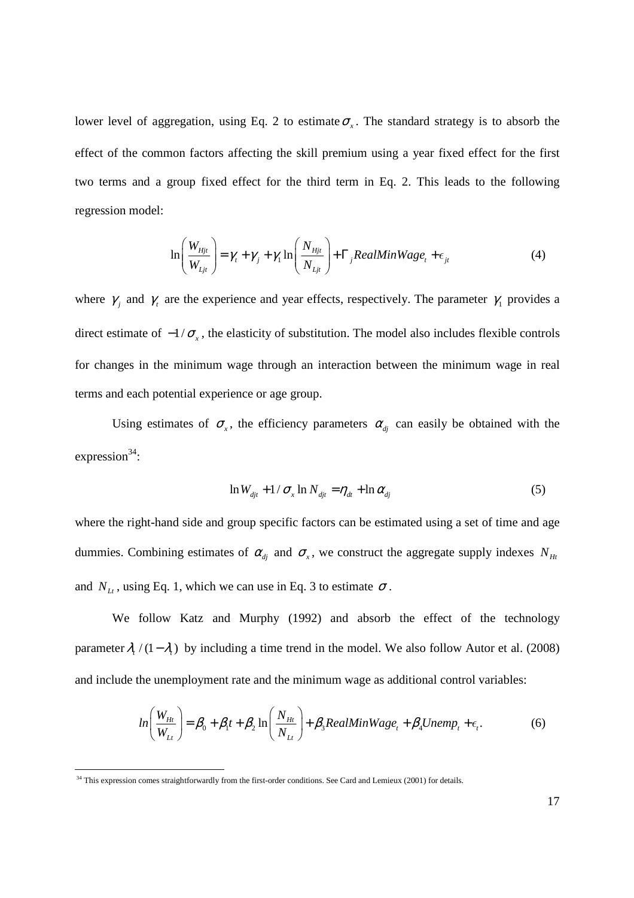lower level of aggregation, using Eq. 2 to estimate $\sigma_x$. The standard strategy is to absorb the effect of the common factors affecting the skill premium using a year fixed effect for the first two terms and a group fixed effect for the third term in Eq. 2. This leads to the following regression model:

$$\ln\left(\frac{W_{Hjt}}{W_{Ljt}}\right) = \gamma_t + \gamma_j + \gamma_1 \ln\left(\frac{N_{Hjt}}{N_{Ljt}}\right) + \Gamma_j RealMinWage_t + \epsilon_{jt} \tag{4}$$

where $\gamma_j$ and $\gamma_t$ are the experience and year effects, respectively. The parameter $\gamma_1$ provides a direct estimate of $-1/\sigma_x$, the elasticity of substitution. The model also includes flexible controls for changes in the minimum wage through an interaction between the minimum wage in real terms and each potential experience or age group.

Using estimates of $\sigma_x$, the efficiency parameters $\alpha_{dj}$ can easily be obtained with the expression[34]:

$$\ln W_{djt} + 1/\sigma_x \ln N_{djt} = \eta_{dt} + \ln \alpha_{dj} \tag{5}$$

where the right-hand side and group specific factors can be estimated using a set of time and age dummies. Combining estimates of $\alpha_{dj}$ and $\sigma_x$, we construct the aggregate supply indexes $N_{Ht}$ and $N_{Lt}$, using Eq. 1, which we can use in Eq. 3 to estimate $\sigma$.

We follow Katz and Murphy (1992) and absorb the effect of the technology parameter $\lambda_t/(1-\lambda_t)$ by including a time trend in the model. We also follow Autor et al. (2008) and include the unemployment rate and the minimum wage as additional control variables:

$$ln\left(\frac{W_{Ht}}{W_{Lt}}\right) = \beta_0 + \beta_1 t + \beta_2 \ln\left(\frac{N_{Ht}}{N_{Lt}}\right) + \beta_3 RealMinWage_t + \beta_4 Unemp_t + \epsilon_t. \tag{6}$$

---

[34] This expression comes straightforwardly from the first-order conditions. See Card and Lemieux (2001) for details.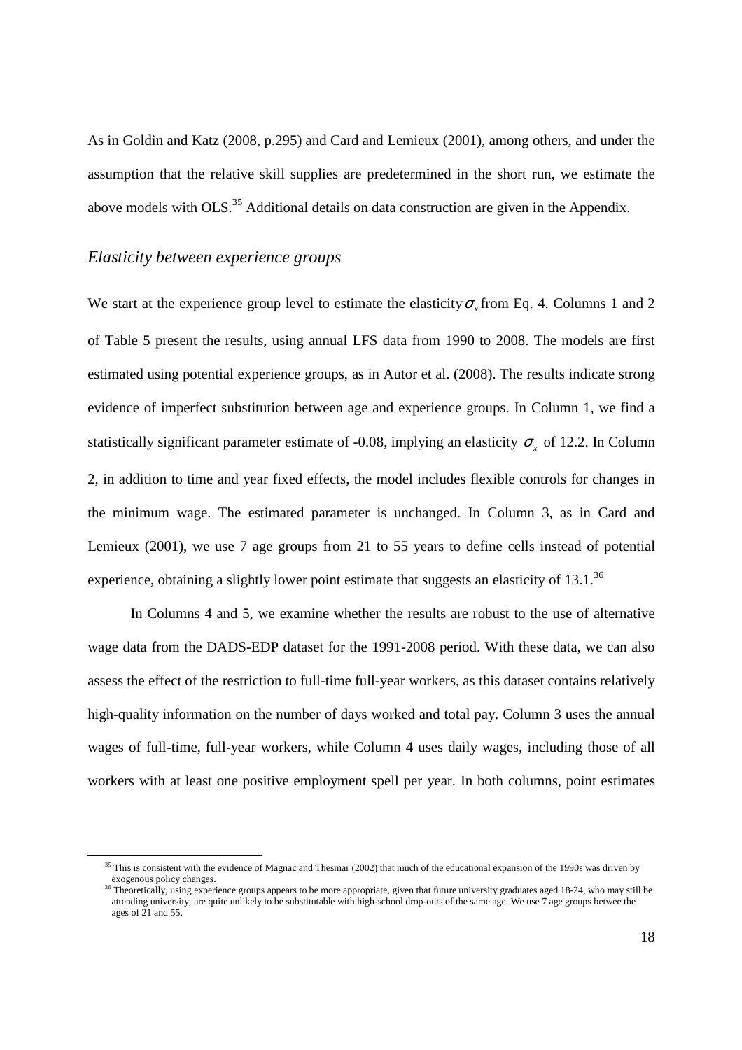As in Goldin and Katz (2008, p.295) and Card and Lemieux (2001), among others, and under the assumption that the relative skill supplies are predetermined in the short run, we estimate the above models with OLS.[35] Additional details on data construction are given in the Appendix.

### *Elasticity between experience groups*

We start at the experience group level to estimate the elasticity $\sigma_x$ from Eq. 4. Columns 1 and 2 of Table 5 present the results, using annual LFS data from 1990 to 2008. The models are first estimated using potential experience groups, as in Autor et al. (2008). The results indicate strong evidence of imperfect substitution between age and experience groups. In Column 1, we find a statistically significant parameter estimate of -0.08, implying an elasticity $\sigma_x$ of 12.2. In Column 2, in addition to time and year fixed effects, the model includes flexible controls for changes in the minimum wage. The estimated parameter is unchanged. In Column 3, as in Card and Lemieux (2001), we use 7 age groups from 21 to 55 years to define cells instead of potential experience, obtaining a slightly lower point estimate that suggests an elasticity of 13.1.[36]

In Columns 4 and 5, we examine whether the results are robust to the use of alternative wage data from the DADS-EDP dataset for the 1991-2008 period. With these data, we can also assess the effect of the restriction to full-time full-year workers, as this dataset contains relatively high-quality information on the number of days worked and total pay. Column 3 uses the annual wages of full-time, full-year workers, while Column 4 uses daily wages, including those of all workers with at least one positive employment spell per year. In both columns, point estimates

---

[35] This is consistent with the evidence of Magnac and Thesmar (2002) that much of the educational expansion of the 1990s was driven by exogenous policy changes.

[36] Theoretically, using experience groups appears to be more appropriate, given that future university graduates aged 18-24, who may still be attending university, are quite unlikely to be substitutable with high-school drop-outs of the same age. We use 7 age groups betwee the ages of 21 and 55.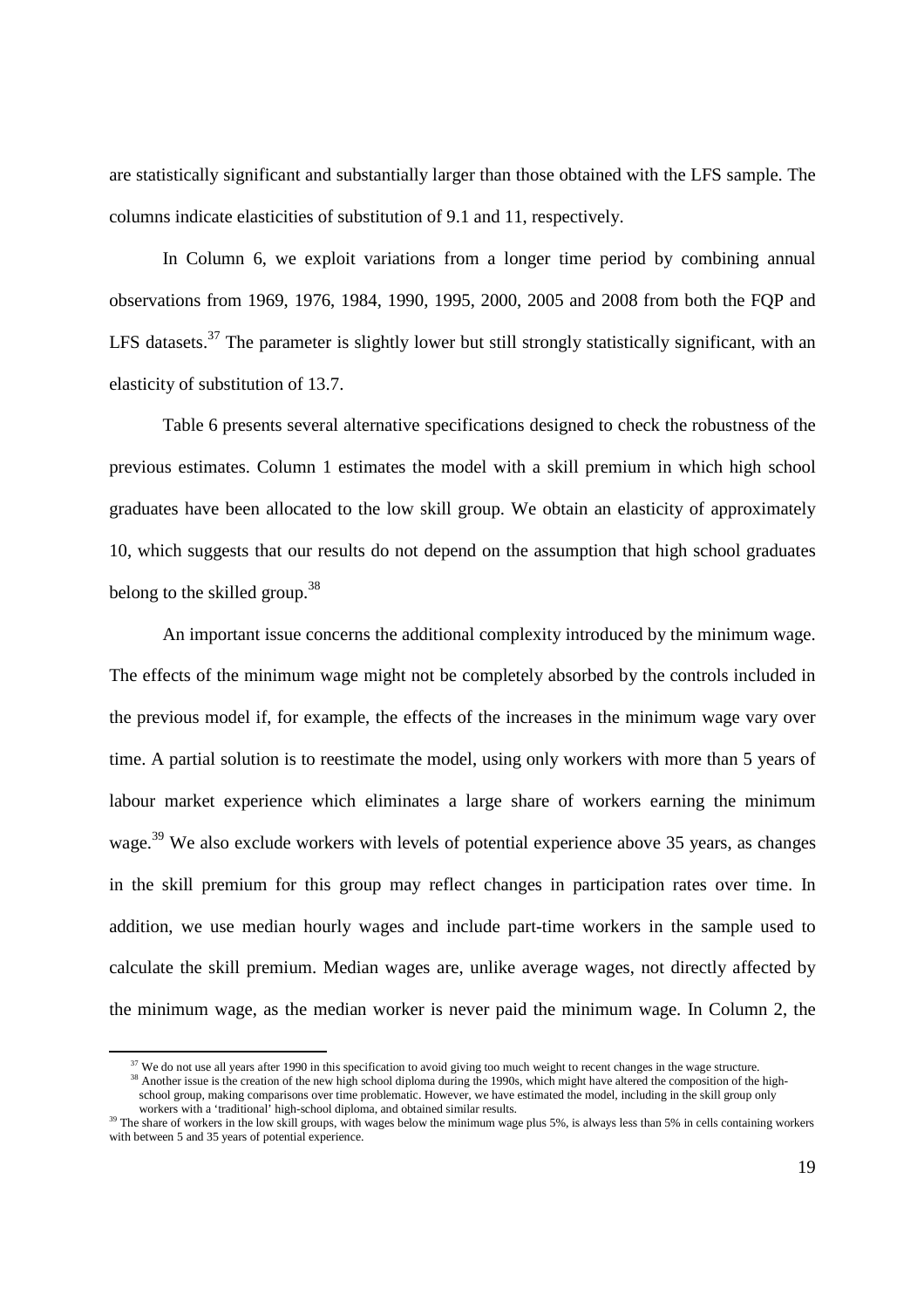are statistically significant and substantially larger than those obtained with the LFS sample. The columns indicate elasticities of substitution of 9.1 and 11, respectively.

In Column 6, we exploit variations from a longer time period by combining annual observations from 1969, 1976, 1984, 1990, 1995, 2000, 2005 and 2008 from both the FQP and LFS datasets.[37] The parameter is slightly lower but still strongly statistically significant, with an elasticity of substitution of 13.7.

Table 6 presents several alternative specifications designed to check the robustness of the previous estimates. Column 1 estimates the model with a skill premium in which high school graduates have been allocated to the low skill group. We obtain an elasticity of approximately 10, which suggests that our results do not depend on the assumption that high school graduates belong to the skilled group.[38]

An important issue concerns the additional complexity introduced by the minimum wage. The effects of the minimum wage might not be completely absorbed by the controls included in the previous model if, for example, the effects of the increases in the minimum wage vary over time. A partial solution is to reestimate the model, using only workers with more than 5 years of labour market experience which eliminates a large share of workers earning the minimum wage.[39] We also exclude workers with levels of potential experience above 35 years, as changes in the skill premium for this group may reflect changes in participation rates over time. In addition, we use median hourly wages and include part-time workers in the sample used to calculate the skill premium. Median wages are, unlike average wages, not directly affected by the minimum wage, as the median worker is never paid the minimum wage. In Column 2, the

[37] We do not use all years after 1990 in this specification to avoid giving too much weight to recent changes in the wage structure.

[38] Another issue is the creation of the new high school diploma during the 1990s, which might have altered the composition of the high-school group, making comparisons over time problematic. However, we have estimated the model, including in the skill group only workers with a 'traditional' high-school diploma, and obtained similar results.

[39] The share of workers in the low skill groups, with wages below the minimum wage plus 5%, is always less than 5% in cells containing workers with between 5 and 35 years of potential experience.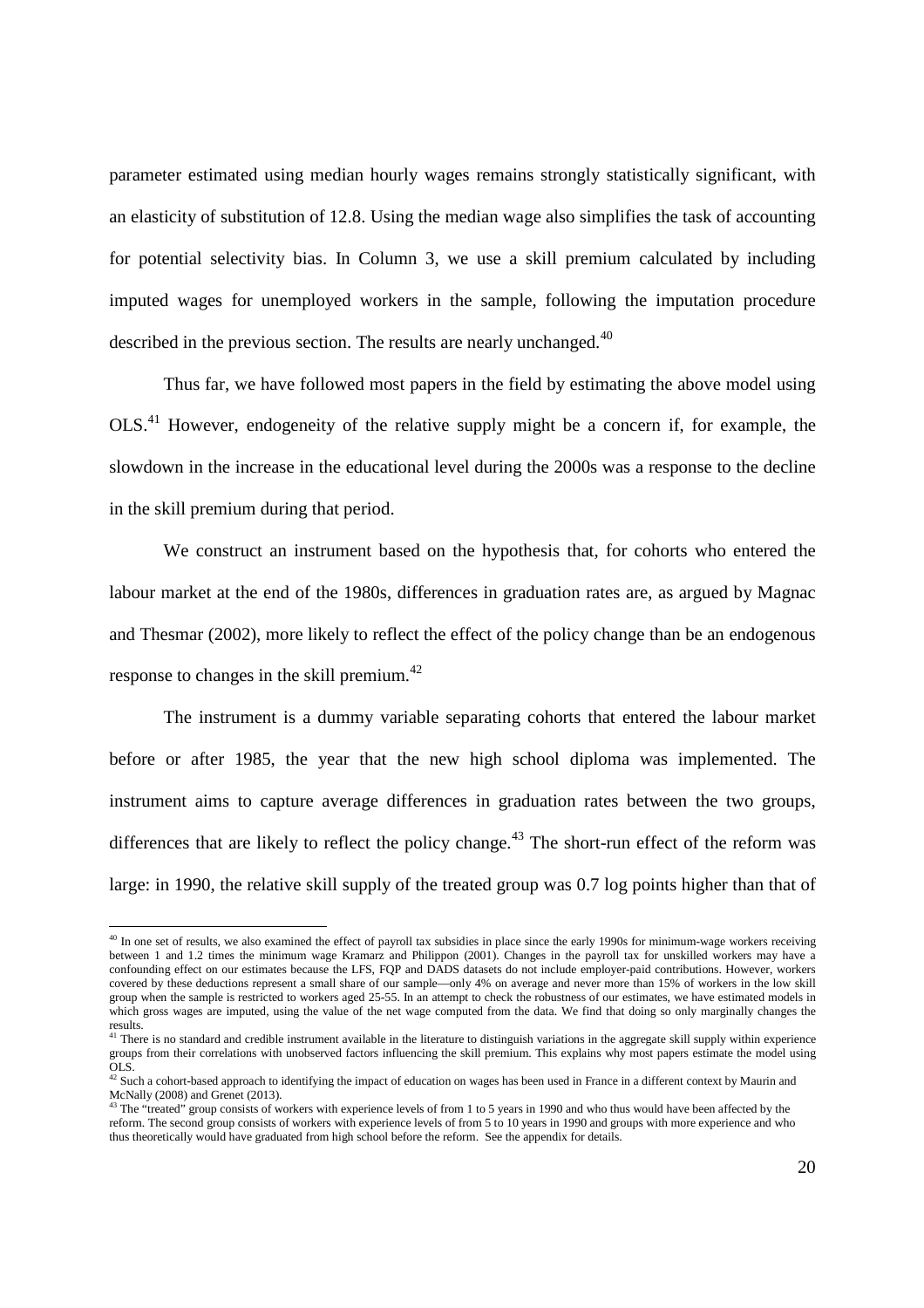parameter estimated using median hourly wages remains strongly statistically significant, with an elasticity of substitution of 12.8. Using the median wage also simplifies the task of accounting for potential selectivity bias. In Column 3, we use a skill premium calculated by including imputed wages for unemployed workers in the sample, following the imputation procedure described in the previous section. The results are nearly unchanged.[40]

Thus far, we have followed most papers in the field by estimating the above model using OLS.[41] However, endogeneity of the relative supply might be a concern if, for example, the slowdown in the increase in the educational level during the 2000s was a response to the decline in the skill premium during that period.

We construct an instrument based on the hypothesis that, for cohorts who entered the labour market at the end of the 1980s, differences in graduation rates are, as argued by Magnac and Thesmar (2002), more likely to reflect the effect of the policy change than be an endogenous response to changes in the skill premium.[42]

The instrument is a dummy variable separating cohorts that entered the labour market before or after 1985, the year that the new high school diploma was implemented. The instrument aims to capture average differences in graduation rates between the two groups, differences that are likely to reflect the policy change.[43] The short-run effect of the reform was large: in 1990, the relative skill supply of the treated group was 0.7 log points higher than that of

---

[40] In one set of results, we also examined the effect of payroll tax subsidies in place since the early 1990s for minimum-wage workers receiving between 1 and 1.2 times the minimum wage Kramarz and Philippon (2001). Changes in the payroll tax for unskilled workers may have a confounding effect on our estimates because the LFS, FQP and DADS datasets do not include employer-paid contributions. However, workers covered by these deductions represent a small share of our sample—only 4% on average and never more than 15% of workers in the low skill group when the sample is restricted to workers aged 25-55. In an attempt to check the robustness of our estimates, we have estimated models in which gross wages are imputed, using the value of the net wage computed from the data. We find that doing so only marginally changes the results.

[41] There is no standard and credible instrument available in the literature to distinguish variations in the aggregate skill supply within experience groups from their correlations with unobserved factors influencing the skill premium. This explains why most papers estimate the model using OLS.

[42] Such a cohort-based approach to identifying the impact of education on wages has been used in France in a different context by Maurin and McNally (2008) and Grenet (2013).

[43] The "treated" group consists of workers with experience levels of from 1 to 5 years in 1990 and who thus would have been affected by the reform. The second group consists of workers with experience levels of from 5 to 10 years in 1990 and groups with more experience and who thus theoretically would have graduated from high school before the reform. See the appendix for details.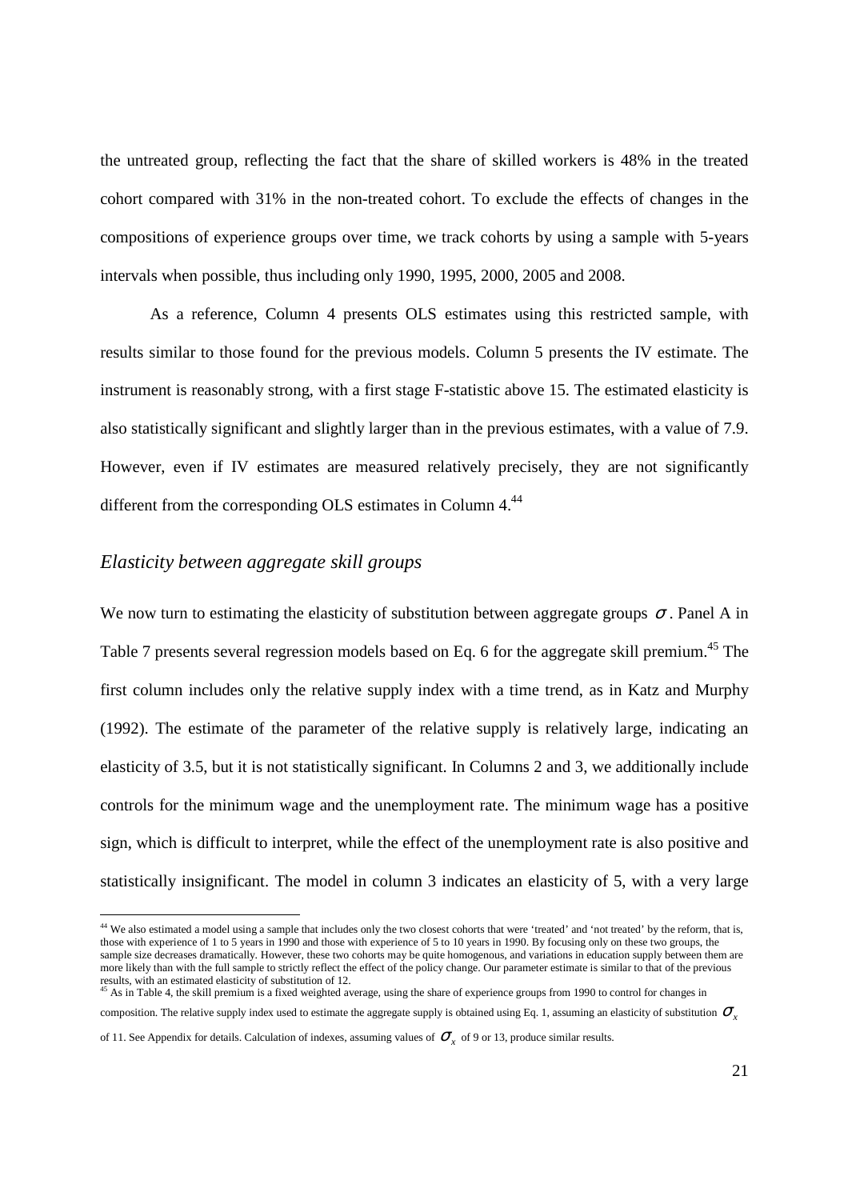the untreated group, reflecting the fact that the share of skilled workers is 48% in the treated cohort compared with 31% in the non-treated cohort. To exclude the effects of changes in the compositions of experience groups over time, we track cohorts by using a sample with 5-years intervals when possible, thus including only 1990, 1995, 2000, 2005 and 2008.

As a reference, Column 4 presents OLS estimates using this restricted sample, with results similar to those found for the previous models. Column 5 presents the IV estimate. The instrument is reasonably strong, with a first stage F-statistic above 15. The estimated elasticity is also statistically significant and slightly larger than in the previous estimates, with a value of 7.9. However, even if IV estimates are measured relatively precisely, they are not significantly different from the corresponding OLS estimates in Column 4.[44]

### *Elasticity between aggregate skill groups*

We now turn to estimating the elasticity of substitution between aggregate groups $\sigma$. Panel A in Table 7 presents several regression models based on Eq. 6 for the aggregate skill premium.[45] The first column includes only the relative supply index with a time trend, as in Katz and Murphy (1992). The estimate of the parameter of the relative supply is relatively large, indicating an elasticity of 3.5, but it is not statistically significant. In Columns 2 and 3, we additionally include controls for the minimum wage and the unemployment rate. The minimum wage has a positive sign, which is difficult to interpret, while the effect of the unemployment rate is also positive and statistically insignificant. The model in column 3 indicates an elasticity of 5, with a very large

---

[44] We also estimated a model using a sample that includes only the two closest cohorts that were 'treated' and 'not treated' by the reform, that is, those with experience of 1 to 5 years in 1990 and those with experience of 5 to 10 years in 1990. By focusing only on these two groups, the sample size decreases dramatically. However, these two cohorts may be quite homogenous, and variations in education supply between them are more likely than with the full sample to strictly reflect the effect of the policy change. Our parameter estimate is similar to that of the previous results, with an estimated elasticity of substitution of 12.

[45] As in Table 4, the skill premium is a fixed weighted average, using the share of experience groups from 1990 to control for changes in composition. The relative supply index used to estimate the aggregate supply is obtained using Eq. 1, assuming an elasticity of substitution $\sigma_x$ of 11. See Appendix for details. Calculation of indexes, assuming values of $\sigma_x$ of 9 or 13, produce similar results.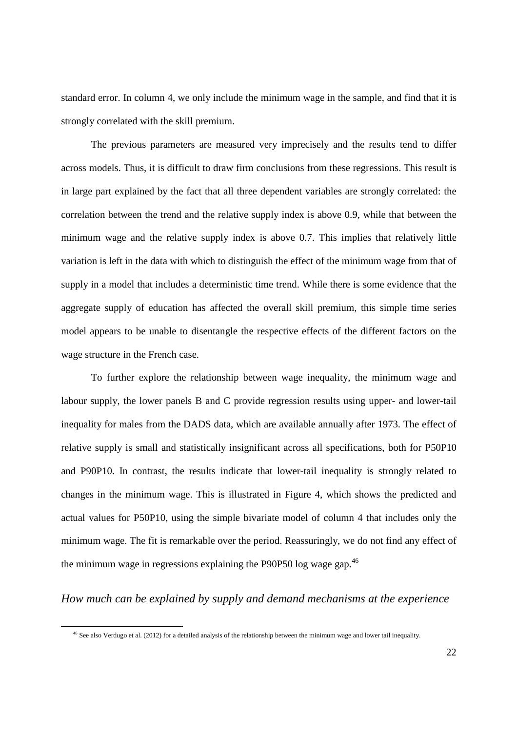standard error. In column 4, we only include the minimum wage in the sample, and find that it is strongly correlated with the skill premium.

The previous parameters are measured very imprecisely and the results tend to differ across models. Thus, it is difficult to draw firm conclusions from these regressions. This result is in large part explained by the fact that all three dependent variables are strongly correlated: the correlation between the trend and the relative supply index is above 0.9, while that between the minimum wage and the relative supply index is above 0.7. This implies that relatively little variation is left in the data with which to distinguish the effect of the minimum wage from that of supply in a model that includes a deterministic time trend. While there is some evidence that the aggregate supply of education has affected the overall skill premium, this simple time series model appears to be unable to disentangle the respective effects of the different factors on the wage structure in the French case.

To further explore the relationship between wage inequality, the minimum wage and labour supply, the lower panels B and C provide regression results using upper- and lower-tail inequality for males from the DADS data, which are available annually after 1973. The effect of relative supply is small and statistically insignificant across all specifications, both for P50P10 and P90P10. In contrast, the results indicate that lower-tail inequality is strongly related to changes in the minimum wage. This is illustrated in Figure 4, which shows the predicted and actual values for P50P10, using the simple bivariate model of column 4 that includes only the minimum wage. The fit is remarkable over the period. Reassuringly, we do not find any effect of the minimum wage in regressions explaining the P90P50 log wage gap.[46]

### *How much can be explained by supply and demand mechanisms at the experience*

[46] See also Verdugo et al. (2012) for a detailed analysis of the relationship between the minimum wage and lower tail inequality.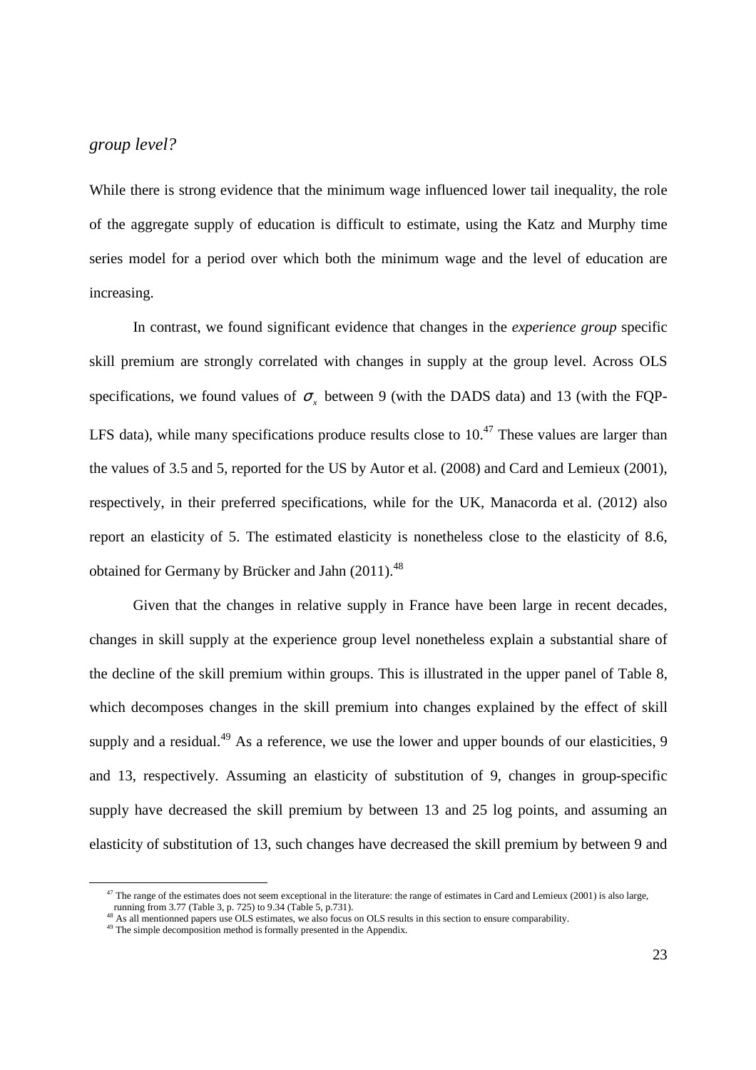*group level?*

While there is strong evidence that the minimum wage influenced lower tail inequality, the role of the aggregate supply of education is difficult to estimate, using the Katz and Murphy time series model for a period over which both the minimum wage and the level of education are increasing.

In contrast, we found significant evidence that changes in the *experience group* specific skill premium are strongly correlated with changes in supply at the group level. Across OLS specifications, we found values of $\sigma_x$ between 9 (with the DADS data) and 13 (with the FQP-LFS data), while many specifications produce results close to 10.[47] These values are larger than the values of 3.5 and 5, reported for the US by Autor et al. (2008) and Card and Lemieux (2001), respectively, in their preferred specifications, while for the UK, Manacorda et al. (2012) also report an elasticity of 5. The estimated elasticity is nonetheless close to the elasticity of 8.6, obtained for Germany by Brücker and Jahn (2011).[48]

Given that the changes in relative supply in France have been large in recent decades, changes in skill supply at the experience group level nonetheless explain a substantial share of the decline of the skill premium within groups. This is illustrated in the upper panel of Table 8, which decomposes changes in the skill premium into changes explained by the effect of skill supply and a residual.[49] As a reference, we use the lower and upper bounds of our elasticities, 9 and 13, respectively. Assuming an elasticity of substitution of 9, changes in group-specific supply have decreased the skill premium by between 13 and 25 log points, and assuming an elasticity of substitution of 13, such changes have decreased the skill premium by between 9 and

---

[47] The range of the estimates does not seem exceptional in the literature: the range of estimates in Card and Lemieux (2001) is also large, running from 3.77 (Table 3, p. 725) to 9.34 (Table 5, p.731).

[48] As all mentionned papers use OLS estimates, we also focus on OLS results in this section to ensure comparability.

[49] The simple decomposition method is formally presented in the Appendix.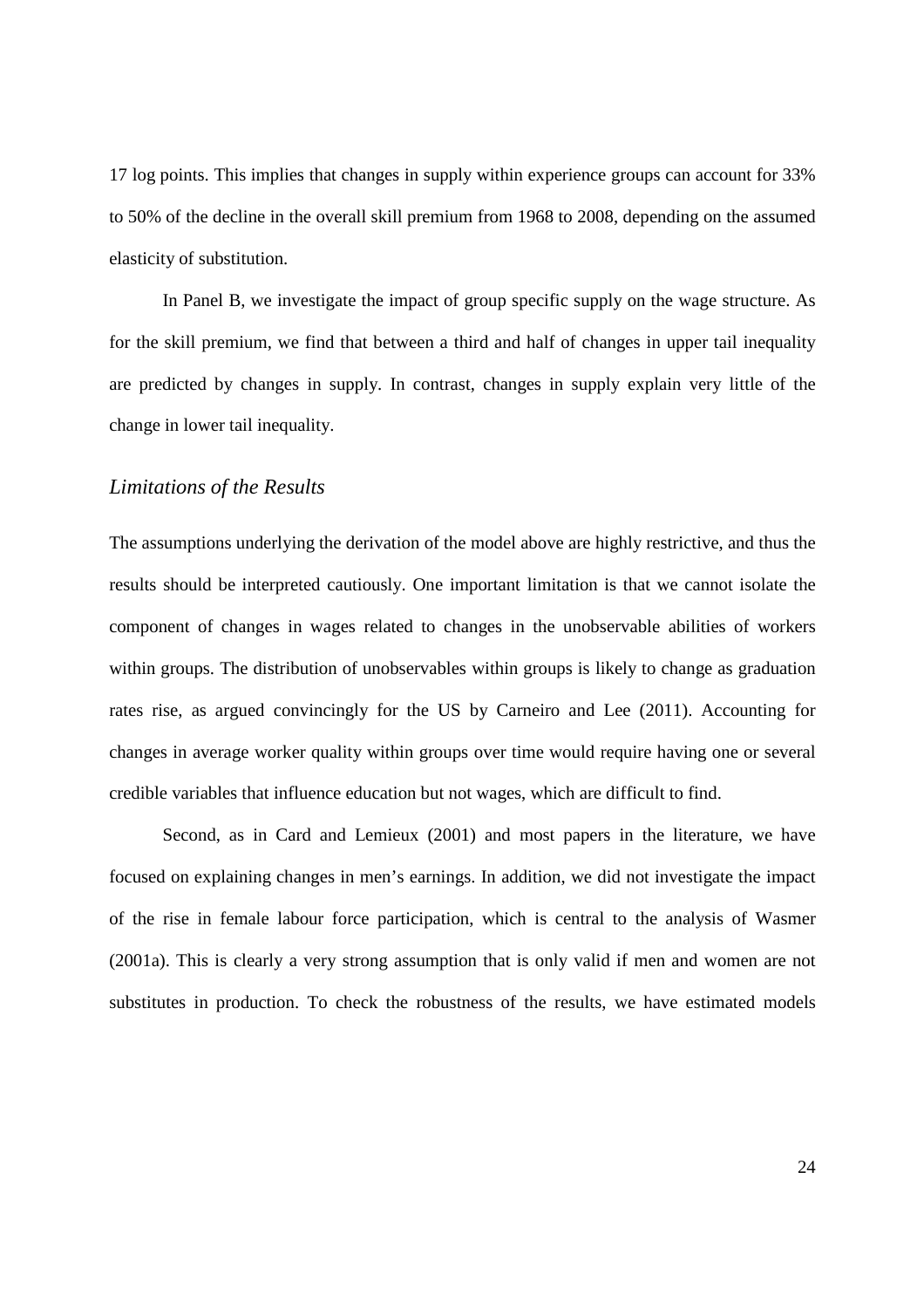17 log points. This implies that changes in supply within experience groups can account for 33% to 50% of the decline in the overall skill premium from 1968 to 2008, depending on the assumed elasticity of substitution.

In Panel B, we investigate the impact of group specific supply on the wage structure. As for the skill premium, we find that between a third and half of changes in upper tail inequality are predicted by changes in supply. In contrast, changes in supply explain very little of the change in lower tail inequality.

### *Limitations of the Results*

The assumptions underlying the derivation of the model above are highly restrictive, and thus the results should be interpreted cautiously. One important limitation is that we cannot isolate the component of changes in wages related to changes in the unobservable abilities of workers within groups. The distribution of unobservables within groups is likely to change as graduation rates rise, as argued convincingly for the US by Carneiro and Lee (2011). Accounting for changes in average worker quality within groups over time would require having one or several credible variables that influence education but not wages, which are difficult to find.

Second, as in Card and Lemieux (2001) and most papers in the literature, we have focused on explaining changes in men's earnings. In addition, we did not investigate the impact of the rise in female labour force participation, which is central to the analysis of Wasmer (2001a). This is clearly a very strong assumption that is only valid if men and women are not substitutes in production. To check the robustness of the results, we have estimated models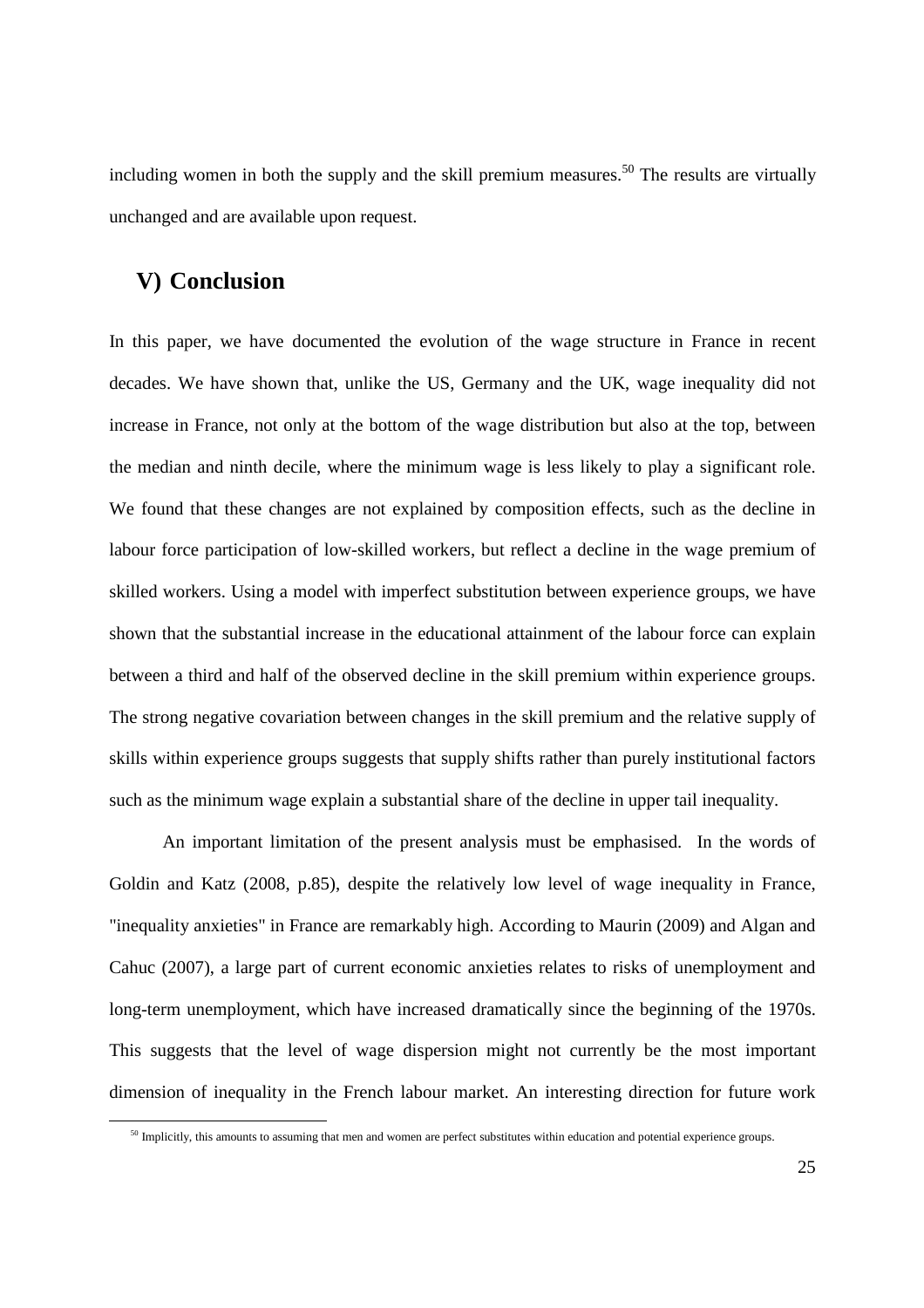including women in both the supply and the skill premium measures.[50] The results are virtually unchanged and are available upon request.

## V) Conclusion

In this paper, we have documented the evolution of the wage structure in France in recent decades. We have shown that, unlike the US, Germany and the UK, wage inequality did not increase in France, not only at the bottom of the wage distribution but also at the top, between the median and ninth decile, where the minimum wage is less likely to play a significant role. We found that these changes are not explained by composition effects, such as the decline in labour force participation of low-skilled workers, but reflect a decline in the wage premium of skilled workers. Using a model with imperfect substitution between experience groups, we have shown that the substantial increase in the educational attainment of the labour force can explain between a third and half of the observed decline in the skill premium within experience groups. The strong negative covariation between changes in the skill premium and the relative supply of skills within experience groups suggests that supply shifts rather than purely institutional factors such as the minimum wage explain a substantial share of the decline in upper tail inequality.

An important limitation of the present analysis must be emphasised. In the words of Goldin and Katz (2008, p.85), despite the relatively low level of wage inequality in France, "inequality anxieties" in France are remarkably high. According to Maurin (2009) and Algan and Cahuc (2007), a large part of current economic anxieties relates to risks of unemployment and long-term unemployment, which have increased dramatically since the beginning of the 1970s. This suggests that the level of wage dispersion might not currently be the most important dimension of inequality in the French labour market. An interesting direction for future work

[50] Implicitly, this amounts to assuming that men and women are perfect substitutes within education and potential experience groups.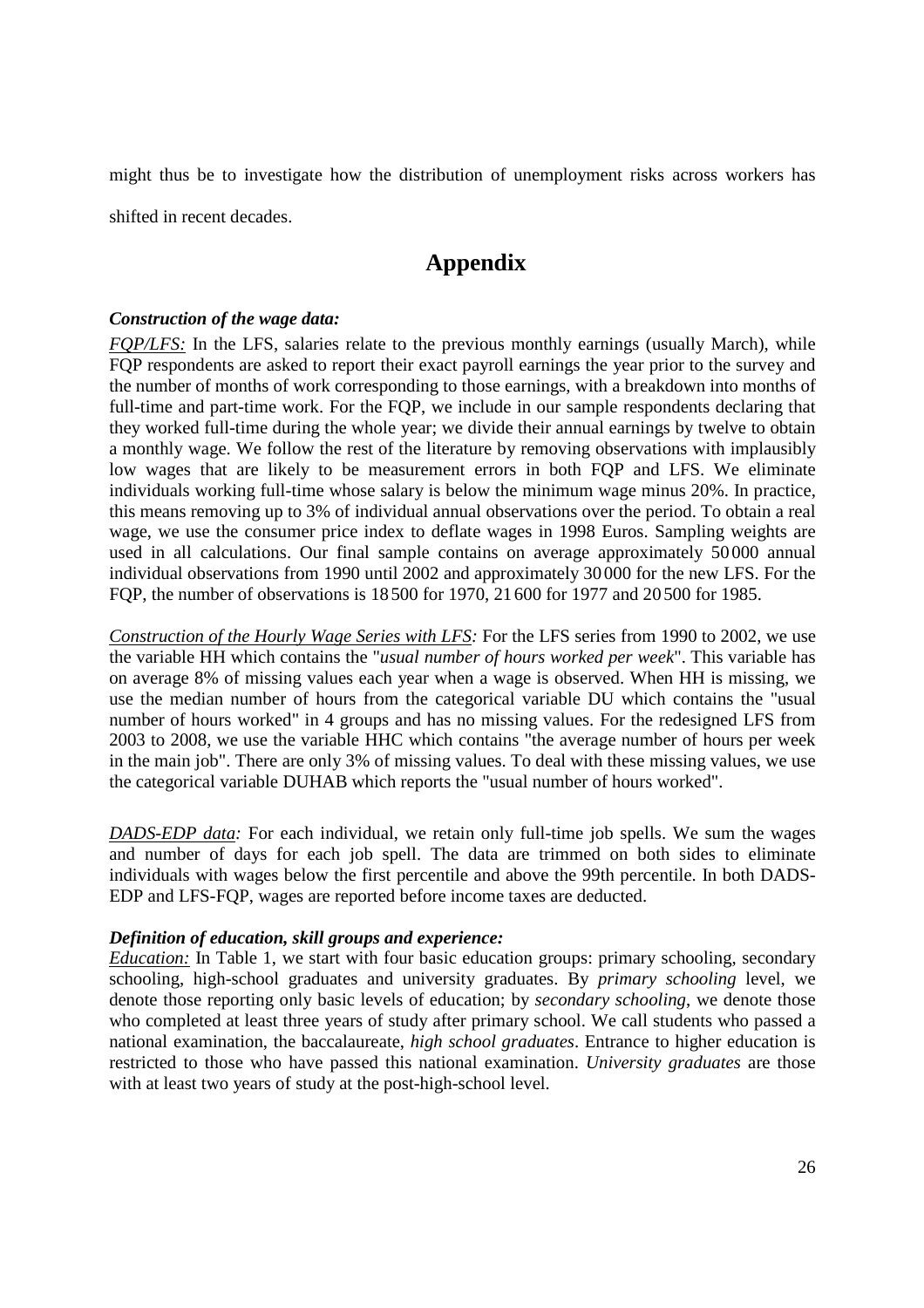might thus be to investigate how the distribution of unemployment risks across workers has shifted in recent decades.

# Appendix

***Construction of the wage data:***

*FQP/LFS:* In the LFS, salaries relate to the previous monthly earnings (usually March), while FQP respondents are asked to report their exact payroll earnings the year prior to the survey and the number of months of work corresponding to those earnings, with a breakdown into months of full-time and part-time work. For the FQP, we include in our sample respondents declaring that they worked full-time during the whole year; we divide their annual earnings by twelve to obtain a monthly wage. We follow the rest of the literature by removing observations with implausibly low wages that are likely to be measurement errors in both FQP and LFS. We eliminate individuals working full-time whose salary is below the minimum wage minus 20%. In practice, this means removing up to 3% of individual annual observations over the period. To obtain a real wage, we use the consumer price index to deflate wages in 1998 Euros. Sampling weights are used in all calculations. Our final sample contains on average approximately 50 000 annual individual observations from 1990 until 2002 and approximately 30 000 for the new LFS. For the FQP, the number of observations is 18 500 for 1970, 21 600 for 1977 and 20 500 for 1985.

*Construction of the Hourly Wage Series with LFS:* For the LFS series from 1990 to 2002, we use the variable HH which contains the "*usual number of hours worked per week*". This variable has on average 8% of missing values each year when a wage is observed. When HH is missing, we use the median number of hours from the categorical variable DU which contains the "usual number of hours worked" in 4 groups and has no missing values. For the redesigned LFS from 2003 to 2008, we use the variable HHC which contains "the average number of hours per week in the main job". There are only 3% of missing values. To deal with these missing values, we use the categorical variable DUHAB which reports the "usual number of hours worked".

*DADS-EDP data:* For each individual, we retain only full-time job spells. We sum the wages and number of days for each job spell. The data are trimmed on both sides to eliminate individuals with wages below the first percentile and above the 99th percentile. In both DADS-EDP and LFS-FQP, wages are reported before income taxes are deducted.

***Definition of education, skill groups and experience:***

*Education:* In Table 1, we start with four basic education groups: primary schooling, secondary schooling, high-school graduates and university graduates. By *primary schooling* level, we denote those reporting only basic levels of education; by *secondary schooling*, we denote those who completed at least three years of study after primary school. We call students who passed a national examination, the baccalaureate, *high school graduates*. Entrance to higher education is restricted to those who have passed this national examination. *University graduates* are those with at least two years of study at the post-high-school level.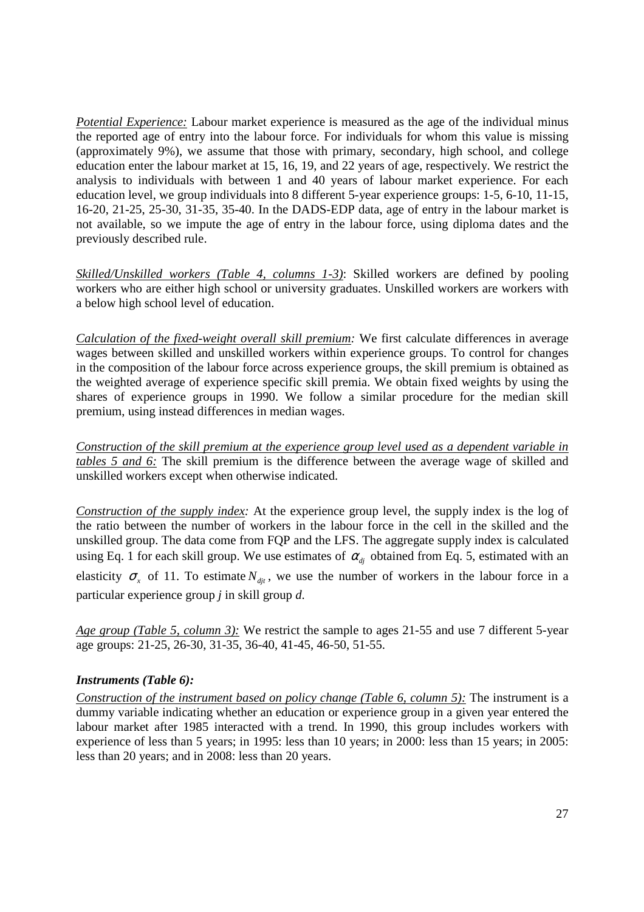*Potential Experience:* Labour market experience is measured as the age of the individual minus the reported age of entry into the labour force. For individuals for whom this value is missing (approximately 9%), we assume that those with primary, secondary, high school, and college education enter the labour market at 15, 16, 19, and 22 years of age, respectively. We restrict the analysis to individuals with between 1 and 40 years of labour market experience. For each education level, we group individuals into 8 different 5-year experience groups: 1-5, 6-10, 11-15, 16-20, 21-25, 25-30, 31-35, 35-40. In the DADS-EDP data, age of entry in the labour market is not available, so we impute the age of entry in the labour force, using diploma dates and the previously described rule.

*Skilled/Unskilled workers (Table 4, columns 1-3)*: Skilled workers are defined by pooling workers who are either high school or university graduates. Unskilled workers are workers with a below high school level of education.

*Calculation of the fixed-weight overall skill premium:* We first calculate differences in average wages between skilled and unskilled workers within experience groups. To control for changes in the composition of the labour force across experience groups, the skill premium is obtained as the weighted average of experience specific skill premia. We obtain fixed weights by using the shares of experience groups in 1990. We follow a similar procedure for the median skill premium, using instead differences in median wages.

*Construction of the skill premium at the experience group level used as a dependent variable in tables 5 and 6:* The skill premium is the difference between the average wage of skilled and unskilled workers except when otherwise indicated.

*Construction of the supply index:* At the experience group level, the supply index is the log of the ratio between the number of workers in the labour force in the cell in the skilled and the unskilled group. The data come from FQP and the LFS. The aggregate supply index is calculated using Eq. 1 for each skill group. We use estimates of $\alpha_{dj}$ obtained from Eq. 5, estimated with an elasticity $\sigma_x$ of 11. To estimate $N_{djt}$, we use the number of workers in the labour force in a particular experience group *j* in skill group *d*.

*Age group (Table 5, column 3):* We restrict the sample to ages 21-55 and use 7 different 5-year age groups: 21-25, 26-30, 31-35, 36-40, 41-45, 46-50, 51-55.

***Instruments (Table 6):***

*Construction of the instrument based on policy change (Table 6, column 5):* The instrument is a dummy variable indicating whether an education or experience group in a given year entered the labour market after 1985 interacted with a trend. In 1990, this group includes workers with experience of less than 5 years; in 1995: less than 10 years; in 2000: less than 15 years; in 2005: less than 20 years; and in 2008: less than 20 years.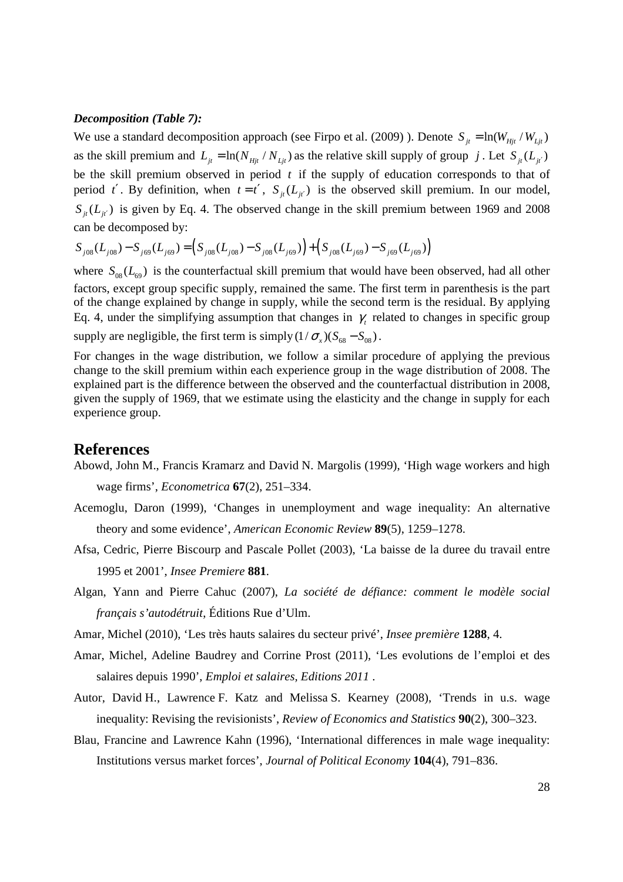***Decomposition (Table 7):***

We use a standard decomposition approach (see Firpo et al. (2009) ). Denote $S_{jt} = \ln(W_{Hjt} / W_{Ljt})$ as the skill premium and $L_{jt} = \ln(N_{Hjt} / N_{Ljt})$ as the relative skill supply of group $j$. Let $S_{jt}(L_{jt'})$ be the skill premium observed in period $t$ if the supply of education corresponds to that of period $t'$. By definition, when $t = t'$, $S_{jt}(L_{jt'})$ is the observed skill premium. In our model, $S_{jt}(L_{jt'})$ is given by Eq. 4. The observed change in the skill premium between 1969 and 2008 can be decomposed by:

$$S_{j08}(L_{j08}) - S_{j69}(L_{j69}) = \left(S_{j08}(L_{j08}) - S_{j08}(L_{j69})\right) + \left(S_{j08}(L_{j69}) - S_{j69}(L_{j69})\right)$$

where $S_{08}(L_{69})$ is the counterfactual skill premium that would have been observed, had all other factors, except group specific supply, remained the same. The first term in parenthesis is the part of the change explained by change in supply, while the second term is the residual. By applying Eq. 4, under the simplifying assumption that changes in $\gamma_t$ related to changes in specific group supply are negligible, the first term is simply $(1/\sigma_x)(S_{68} - S_{08})$.

For changes in the wage distribution, we follow a similar procedure of applying the previous change to the skill premium within each experience group in the wage distribution of 2008. The explained part is the difference between the observed and the counterfactual distribution in 2008, given the supply of 1969, that we estimate using the elasticity and the change in supply for each experience group.

# References

Abowd, John M., Francis Kramarz and David N. Margolis (1999), 'High wage workers and high wage firms', *Econometrica* **67**(2), 251–334.

Acemoglu, Daron (1999), 'Changes in unemployment and wage inequality: An alternative theory and some evidence', *American Economic Review* **89**(5), 1259–1278.

Afsa, Cedric, Pierre Biscourp and Pascale Pollet (2003), 'La baisse de la duree du travail entre 1995 et 2001', *Insee Premiere* **881**.

Algan, Yann and Pierre Cahuc (2007), *La société de défiance: comment le modèle social français s'autodétruit*, Éditions Rue d'Ulm.

Amar, Michel (2010), 'Les très hauts salaires du secteur privé', *Insee première* **1288**, 4.

Amar, Michel, Adeline Baudrey and Corrine Prost (2011), 'Les evolutions de l'emploi et des salaires depuis 1990', *Emploi et salaires, Editions 2011* .

Autor, David H., Lawrence F. Katz and Melissa S. Kearney (2008), 'Trends in u.s. wage inequality: Revising the revisionists', *Review of Economics and Statistics* **90**(2), 300–323.

Blau, Francine and Lawrence Kahn (1996), 'International differences in male wage inequality: Institutions versus market forces', *Journal of Political Economy* **104**(4), 791–836.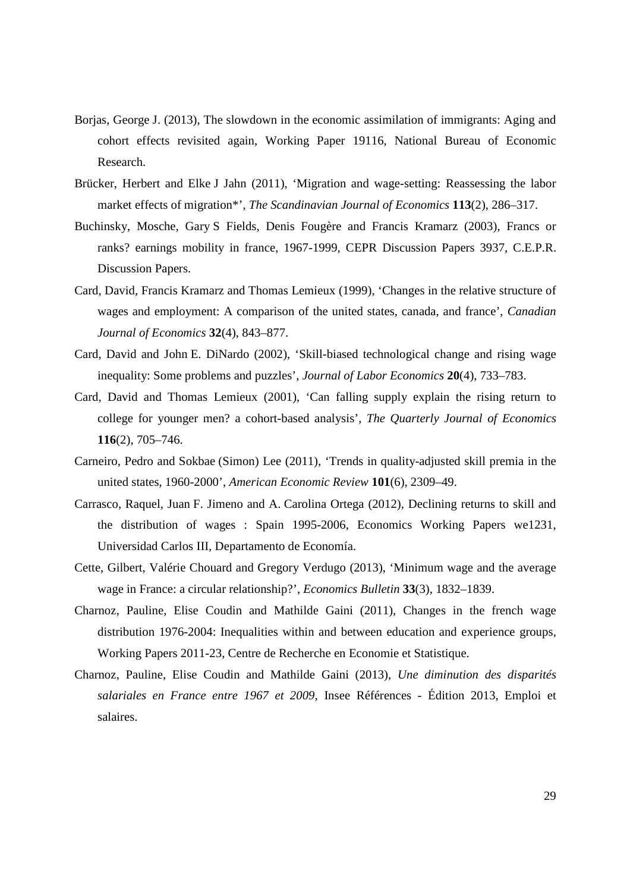Borjas, George J. (2013), The slowdown in the economic assimilation of immigrants: Aging and cohort effects revisited again, Working Paper 19116, National Bureau of Economic Research.

Brücker, Herbert and Elke J Jahn (2011), 'Migration and wage-setting: Reassessing the labor market effects of migration*', *The Scandinavian Journal of Economics* **113**(2), 286–317.

Buchinsky, Mosche, Gary S Fields, Denis Fougère and Francis Kramarz (2003), Francs or ranks? earnings mobility in france, 1967-1999, CEPR Discussion Papers 3937, C.E.P.R. Discussion Papers.

Card, David, Francis Kramarz and Thomas Lemieux (1999), 'Changes in the relative structure of wages and employment: A comparison of the united states, canada, and france', *Canadian Journal of Economics* **32**(4), 843–877.

Card, David and John E. DiNardo (2002), 'Skill-biased technological change and rising wage inequality: Some problems and puzzles', *Journal of Labor Economics* **20**(4), 733–783.

Card, David and Thomas Lemieux (2001), 'Can falling supply explain the rising return to college for younger men? a cohort-based analysis', *The Quarterly Journal of Economics* **116**(2), 705–746.

Carneiro, Pedro and Sokbae (Simon) Lee (2011), 'Trends in quality-adjusted skill premia in the united states, 1960-2000', *American Economic Review* **101**(6), 2309–49.

Carrasco, Raquel, Juan F. Jimeno and A. Carolina Ortega (2012), Declining returns to skill and the distribution of wages : Spain 1995-2006, Economics Working Papers we1231, Universidad Carlos III, Departamento de Economía.

Cette, Gilbert, Valérie Chouard and Gregory Verdugo (2013), 'Minimum wage and the average wage in France: a circular relationship?', *Economics Bulletin* **33**(3), 1832–1839.

Charnoz, Pauline, Elise Coudin and Mathilde Gaini (2011), Changes in the french wage distribution 1976-2004: Inequalities within and between education and experience groups, Working Papers 2011-23, Centre de Recherche en Economie et Statistique.

Charnoz, Pauline, Elise Coudin and Mathilde Gaini (2013), *Une diminution des disparités salariales en France entre 1967 et 2009*, Insee Références - Édition 2013, Emploi et salaires.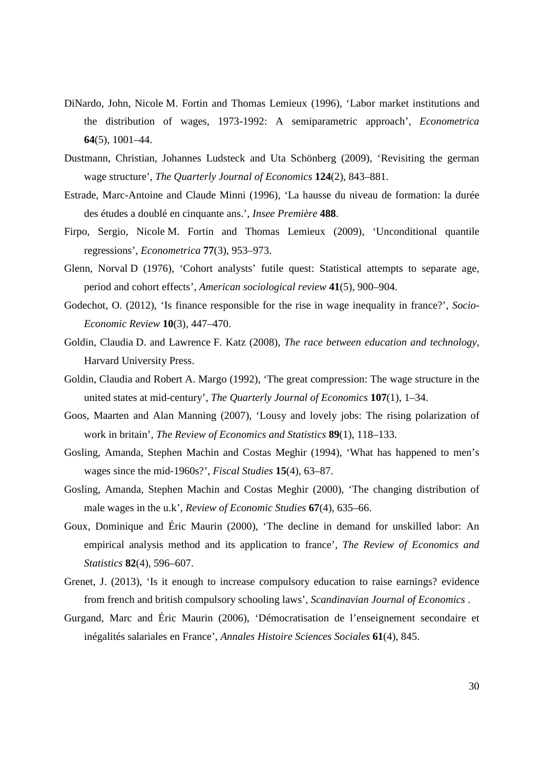DiNardo, John, Nicole M. Fortin and Thomas Lemieux (1996), 'Labor market institutions and the distribution of wages, 1973-1992: A semiparametric approach', *Econometrica* **64**(5), 1001–44.

Dustmann, Christian, Johannes Ludsteck and Uta Schönberg (2009), 'Revisiting the german wage structure', *The Quarterly Journal of Economics* **124**(2), 843–881.

Estrade, Marc-Antoine and Claude Minni (1996), 'La hausse du niveau de formation: la durée des études a doublé en cinquante ans.', *Insee Première* **488**.

Firpo, Sergio, Nicole M. Fortin and Thomas Lemieux (2009), 'Unconditional quantile regressions', *Econometrica* **77**(3), 953–973.

Glenn, Norval D (1976), 'Cohort analysts' futile quest: Statistical attempts to separate age, period and cohort effects', *American sociological review* **41**(5), 900–904.

Godechot, O. (2012), 'Is finance responsible for the rise in wage inequality in france?', *Socio-Economic Review* **10**(3), 447–470.

Goldin, Claudia D. and Lawrence F. Katz (2008), *The race between education and technology*, Harvard University Press.

Goldin, Claudia and Robert A. Margo (1992), 'The great compression: The wage structure in the united states at mid-century', *The Quarterly Journal of Economics* **107**(1), 1–34.

Goos, Maarten and Alan Manning (2007), 'Lousy and lovely jobs: The rising polarization of work in britain', *The Review of Economics and Statistics* **89**(1), 118–133.

Gosling, Amanda, Stephen Machin and Costas Meghir (1994), 'What has happened to men's wages since the mid-1960s?', *Fiscal Studies* **15**(4), 63–87.

Gosling, Amanda, Stephen Machin and Costas Meghir (2000), 'The changing distribution of male wages in the u.k', *Review of Economic Studies* **67**(4), 635–66.

Goux, Dominique and Éric Maurin (2000), 'The decline in demand for unskilled labor: An empirical analysis method and its application to france', *The Review of Economics and Statistics* **82**(4), 596–607.

Grenet, J. (2013), 'Is it enough to increase compulsory education to raise earnings? evidence from french and british compulsory schooling laws', *Scandinavian Journal of Economics* .

Gurgand, Marc and Éric Maurin (2006), 'Démocratisation de l'enseignement secondaire et inégalités salariales en France', *Annales Histoire Sciences Sociales* **61**(4), 845.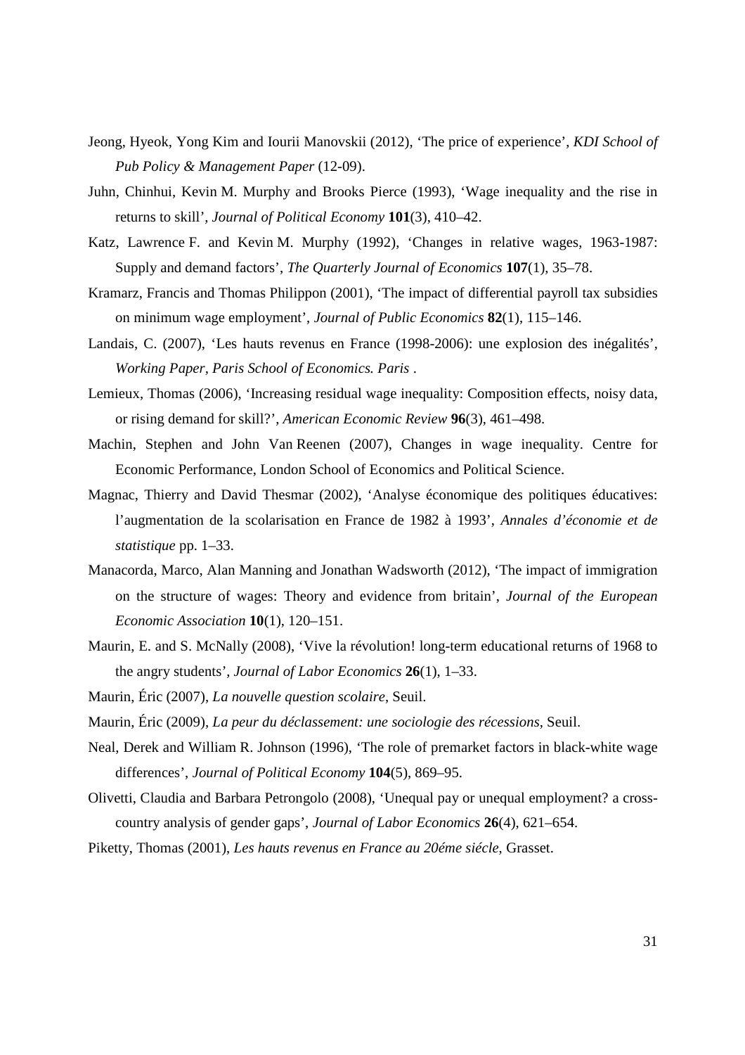Jeong, Hyeok, Yong Kim and Iourii Manovskii (2012), 'The price of experience', *KDI School of Pub Policy & Management Paper* (12-09).

Juhn, Chinhui, Kevin M. Murphy and Brooks Pierce (1993), 'Wage inequality and the rise in returns to skill', *Journal of Political Economy* **101**(3), 410–42.

Katz, Lawrence F. and Kevin M. Murphy (1992), 'Changes in relative wages, 1963-1987: Supply and demand factors', *The Quarterly Journal of Economics* **107**(1), 35–78.

Kramarz, Francis and Thomas Philippon (2001), 'The impact of differential payroll tax subsidies on minimum wage employment', *Journal of Public Economics* **82**(1), 115–146.

Landais, C. (2007), 'Les hauts revenus en France (1998-2006): une explosion des inégalités', *Working Paper, Paris School of Economics. Paris* .

Lemieux, Thomas (2006), 'Increasing residual wage inequality: Composition effects, noisy data, or rising demand for skill?', *American Economic Review* **96**(3), 461–498.

Machin, Stephen and John Van Reenen (2007), Changes in wage inequality. Centre for Economic Performance, London School of Economics and Political Science.

Magnac, Thierry and David Thesmar (2002), 'Analyse économique des politiques éducatives: l'augmentation de la scolarisation en France de 1982 à 1993', *Annales d'économie et de statistique* pp. 1–33.

Manacorda, Marco, Alan Manning and Jonathan Wadsworth (2012), 'The impact of immigration on the structure of wages: Theory and evidence from britain', *Journal of the European Economic Association* **10**(1), 120–151.

Maurin, E. and S. McNally (2008), 'Vive la révolution! long-term educational returns of 1968 to the angry students', *Journal of Labor Economics* **26**(1), 1–33.

Maurin, Éric (2007), *La nouvelle question scolaire*, Seuil.

Maurin, Éric (2009), *La peur du déclassement: une sociologie des récessions*, Seuil.

Neal, Derek and William R. Johnson (1996), 'The role of premarket factors in black-white wage differences', *Journal of Political Economy* **104**(5), 869–95.

Olivetti, Claudia and Barbara Petrongolo (2008), 'Unequal pay or unequal employment? a cross-country analysis of gender gaps', *Journal of Labor Economics* **26**(4), 621–654.

Piketty, Thomas (2001), *Les hauts revenus en France au 20éme siécle*, Grasset.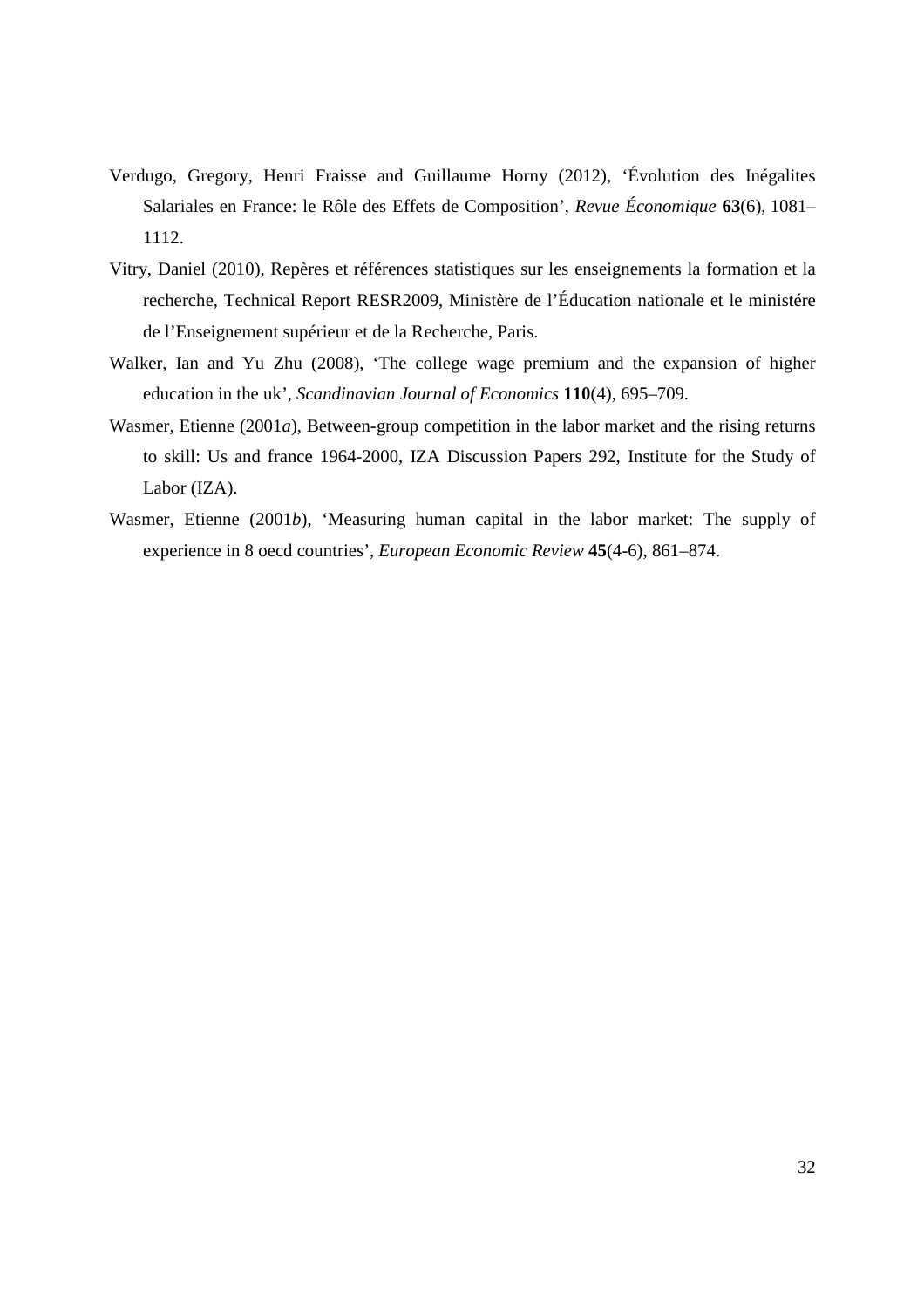Verdugo, Gregory, Henri Fraisse and Guillaume Horny (2012), 'Évolution des Inégalites Salariales en France: le Rôle des Effets de Composition', *Revue Économique* **63**(6), 1081–1112.

Vitry, Daniel (2010), Repères et références statistiques sur les enseignements la formation et la recherche, Technical Report RESR2009, Ministère de l'Éducation nationale et le ministére de l'Enseignement supérieur et de la Recherche, Paris.

Walker, Ian and Yu Zhu (2008), 'The college wage premium and the expansion of higher education in the uk', *Scandinavian Journal of Economics* **110**(4), 695–709.

Wasmer, Etienne (2001*a*), Between-group competition in the labor market and the rising returns to skill: Us and france 1964-2000, IZA Discussion Papers 292, Institute for the Study of Labor (IZA).

Wasmer, Etienne (2001*b*), 'Measuring human capital in the labor market: The supply of experience in 8 oecd countries', *European Economic Review* **45**(4-6), 861–874.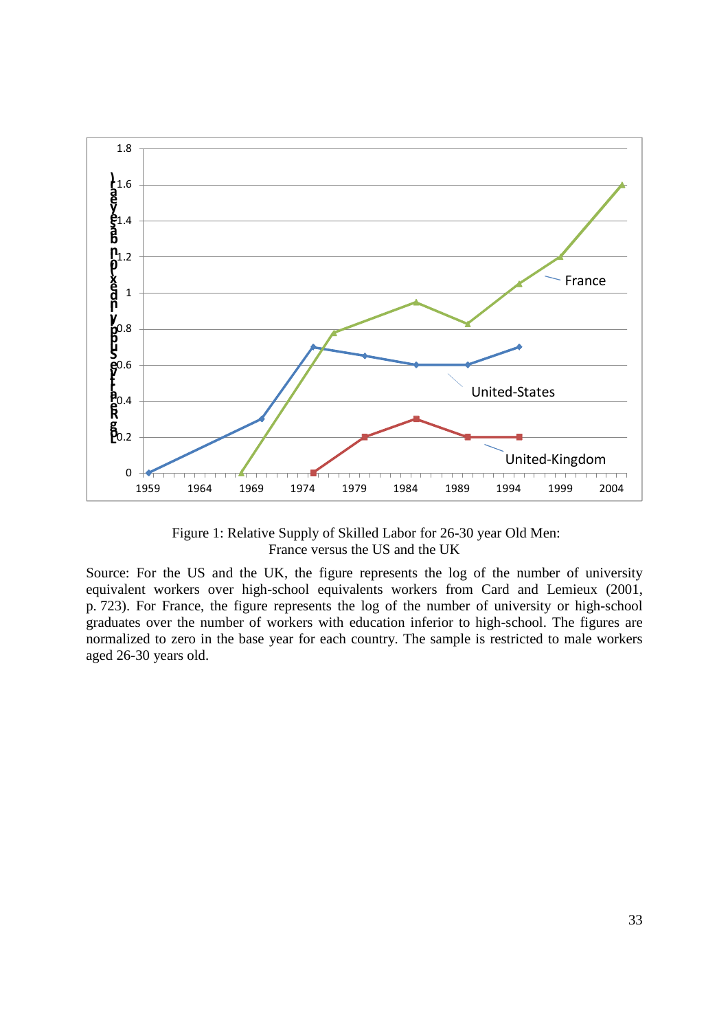Figure 1: Relative Supply of Skilled Labor for 26-30 year Old Men: France versus the US and the UK

Source: For the US and the UK, the figure represents the log of the number of university equivalent workers over high-school equivalents workers from Card and Lemieux (2001, p. 723). For France, the figure represents the log of the number of university or high-school graduates over the number of workers with education inferior to high-school. The figures are normalized to zero in the base year for each country. The sample is restricted to male workers aged 26-30 years old.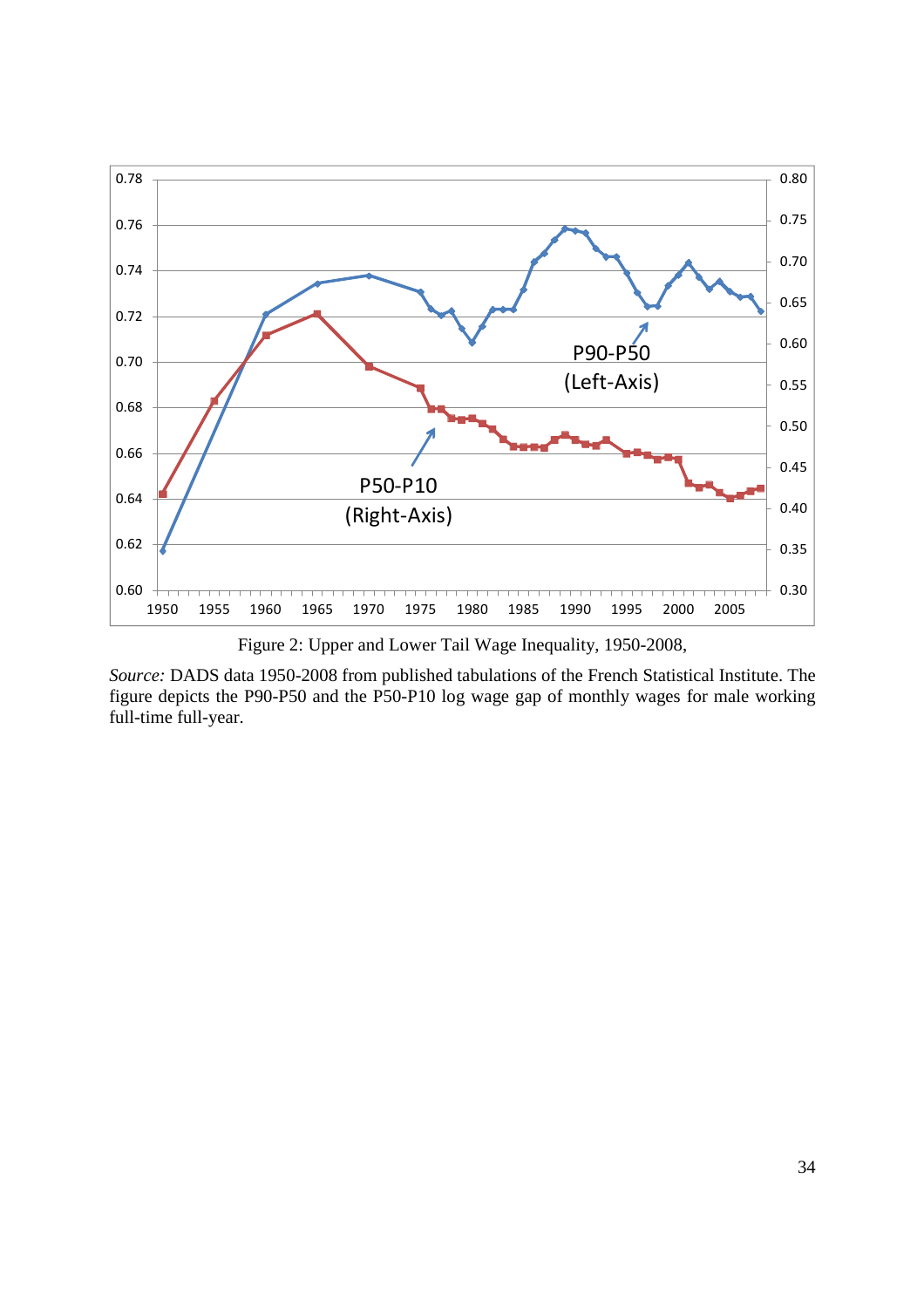Figure 2: Upper and Lower Tail Wage Inequality, 1950-2008,

*Source:* DADS data 1950-2008 from published tabulations of the French Statistical Institute. The figure depicts the P90-P50 and the P50-P10 log wage gap of monthly wages for male working full-time full-year.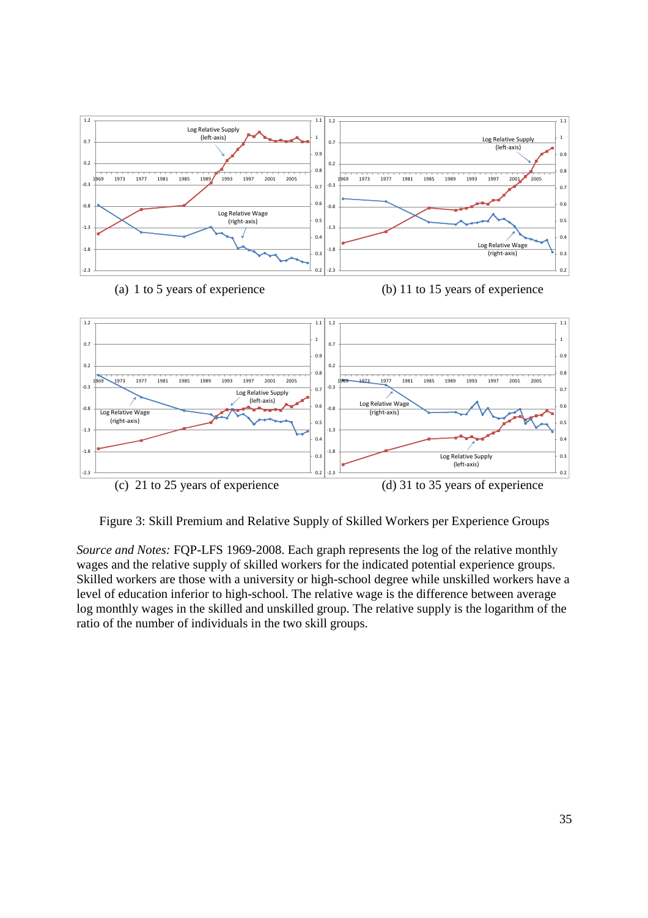(a) 1 to 5 years of experience

(b) 11 to 15 years of experience

(c) 21 to 25 years of experience

(d) 31 to 35 years of experience

Figure 3: Skill Premium and Relative Supply of Skilled Workers per Experience Groups

*Source and Notes:* FQP-LFS 1969-2008. Each graph represents the log of the relative monthly wages and the relative supply of skilled workers for the indicated potential experience groups. Skilled workers are those with a university or high-school degree while unskilled workers have a level of education inferior to high-school. The relative wage is the difference between average log monthly wages in the skilled and unskilled group. The relative supply is the logarithm of the ratio of the number of individuals in the two skill groups.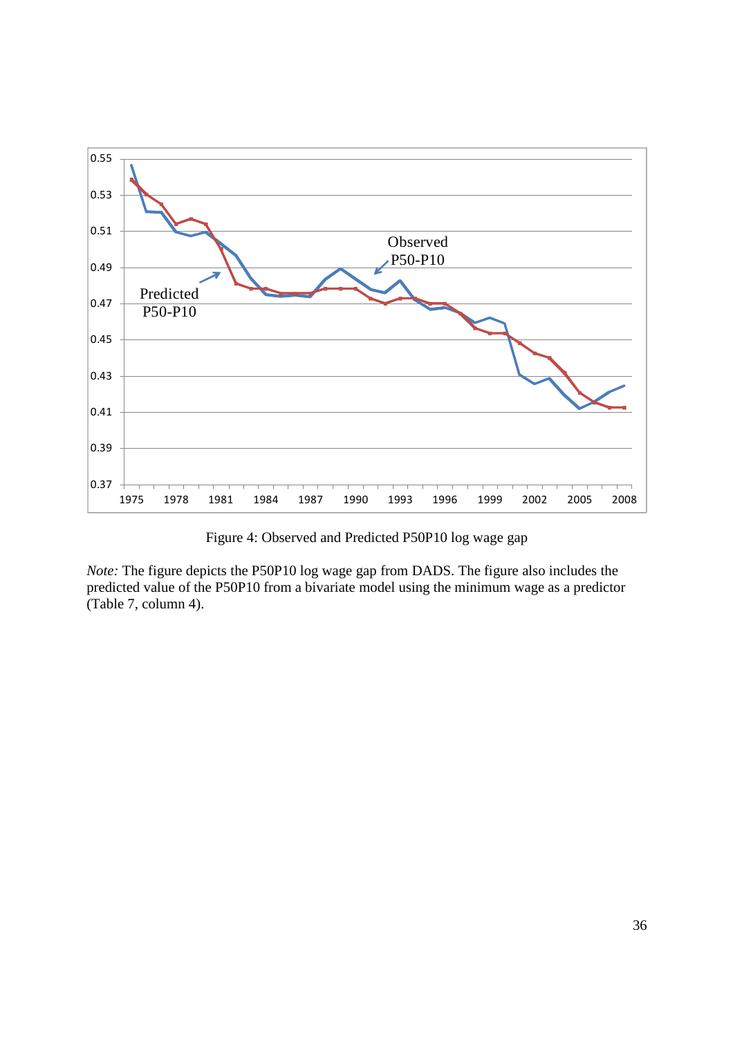Figure 4: Observed and Predicted P50P10 log wage gap

*Note:* The figure depicts the P50P10 log wage gap from DADS. The figure also includes the predicted value of the P50P10 from a bivariate model using the minimum wage as a predictor (Table 7, column 4).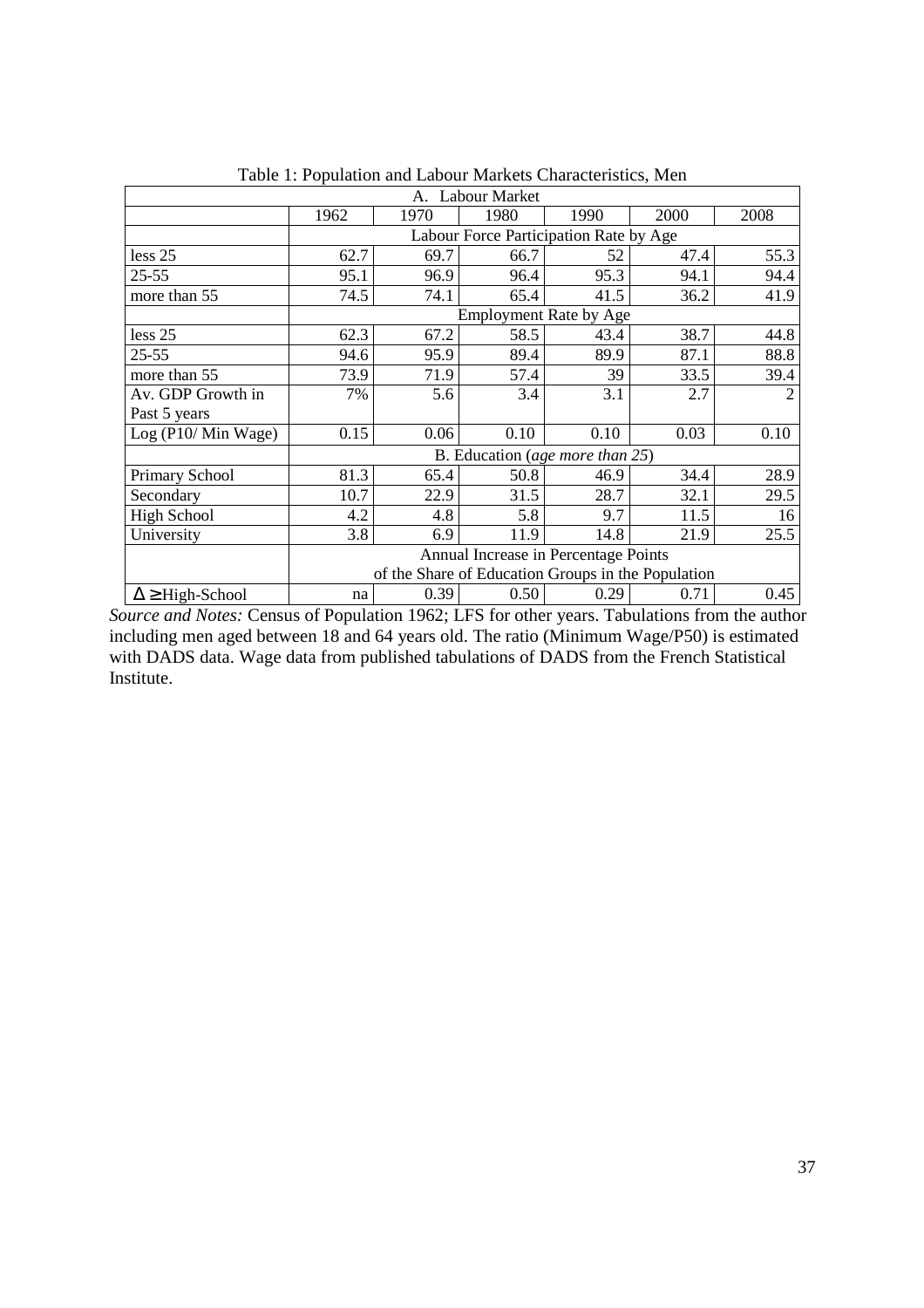Table 1: Population and Labour Markets Characteristics, Men

| A. Labour Market | | | | | | |
|---|---|---|---|---|---|---|
| | 1962 | 1970 | 1980 | 1990 | 2000 | 2008 |
| | Labour Force Participation Rate by Age | | | | | |
| less 25 | 62.7 | 69.7 | 66.7 | 52 | 47.4 | 55.3 |
| 25-55 | 95.1 | 96.9 | 96.4 | 95.3 | 94.1 | 94.4 |
| more than 55 | 74.5 | 74.1 | 65.4 | 41.5 | 36.2 | 41.9 |
| | Employment Rate by Age | | | | | |
| less 25 | 62.3 | 67.2 | 58.5 | 43.4 | 38.7 | 44.8 |
| 25-55 | 94.6 | 95.9 | 89.4 | 89.9 | 87.1 | 88.8 |
| more than 55 | 73.9 | 71.9 | 57.4 | 39 | 33.5 | 39.4 |
| Av. GDP Growth in Past 5 years | 7% | 5.6 | 3.4 | 3.1 | 2.7 | 2 |
| Log (P10/ Min Wage) | 0.15 | 0.06 | 0.10 | 0.10 | 0.03 | 0.10 |
| | B. Education (*age more than 25*) | | | | | |
| Primary School | 81.3 | 65.4 | 50.8 | 46.9 | 34.4 | 28.9 |
| Secondary | 10.7 | 22.9 | 31.5 | 28.7 | 32.1 | 29.5 |
| High School | 4.2 | 4.8 | 5.8 | 9.7 | 11.5 | 16 |
| University | 3.8 | 6.9 | 11.9 | 14.8 | 21.9 | 25.5 |
| | Annual Increase in Percentage Points of the Share of Education Groups in the Population | | | | | |
| $\Delta \geq$ High-School | na | 0.39 | 0.50 | 0.29 | 0.71 | 0.45 |

*Source and Notes:* Census of Population 1962; LFS for other years. Tabulations from the author including men aged between 18 and 64 years old. The ratio (Minimum Wage/P50) is estimated with DADS data. Wage data from published tabulations of DADS from the French Statistical Institute.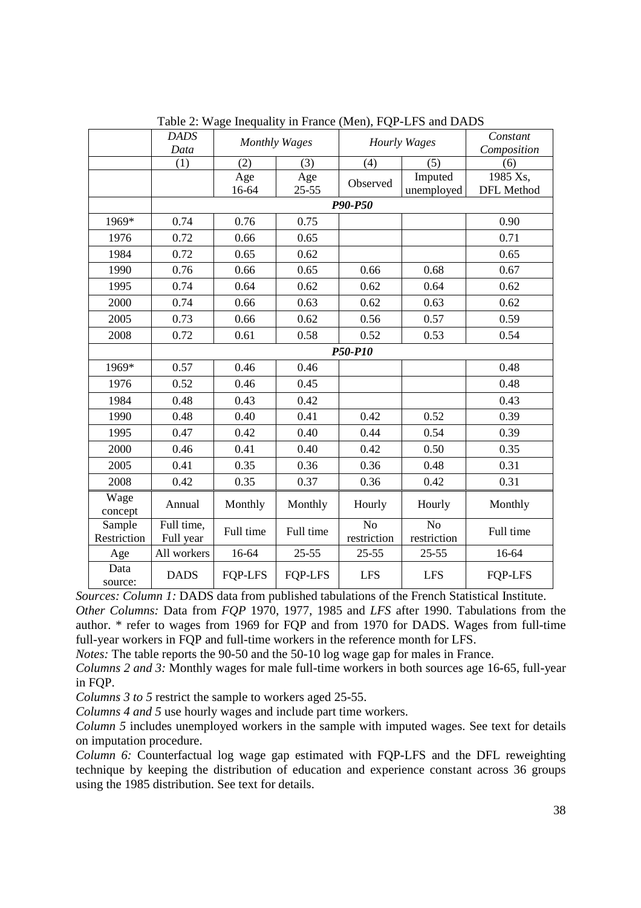Table 2: Wage Inequality in France (Men), FQP-LFS and DADS

| | *DADS Data* | *Monthly Wages* | | *Hourly Wages* | | *Constant Composition* |
|---|---|---|---|---|---|---|
| | (1) | (2) | (3) | (4) | (5) | (6) |
| | | Age 16-64 | Age 25-55 | Observed | Imputed unemployed | 1985 Xs, DFL Method |
| | ***P90-P50*** | | | | | |
| 1969* | 0.74 | 0.76 | 0.75 | | | 0.90 |
| 1976 | 0.72 | 0.66 | 0.65 | | | 0.71 |
| 1984 | 0.72 | 0.65 | 0.62 | | | 0.65 |
| 1990 | 0.76 | 0.66 | 0.65 | 0.66 | 0.68 | 0.67 |
| 1995 | 0.74 | 0.64 | 0.62 | 0.62 | 0.64 | 0.62 |
| 2000 | 0.74 | 0.66 | 0.63 | 0.62 | 0.63 | 0.62 |
| 2005 | 0.73 | 0.66 | 0.62 | 0.56 | 0.57 | 0.59 |
| 2008 | 0.72 | 0.61 | 0.58 | 0.52 | 0.53 | 0.54 |
| | ***P50-P10*** | | | | | |
| 1969* | 0.57 | 0.46 | 0.46 | | | 0.48 |
| 1976 | 0.52 | 0.46 | 0.45 | | | 0.48 |
| 1984 | 0.48 | 0.43 | 0.42 | | | 0.43 |
| 1990 | 0.48 | 0.40 | 0.41 | 0.42 | 0.52 | 0.39 |
| 1995 | 0.47 | 0.42 | 0.40 | 0.44 | 0.54 | 0.39 |
| 2000 | 0.46 | 0.41 | 0.40 | 0.42 | 0.50 | 0.35 |
| 2005 | 0.41 | 0.35 | 0.36 | 0.36 | 0.48 | 0.31 |
| 2008 | 0.42 | 0.35 | 0.37 | 0.36 | 0.42 | 0.31 |
| Wage concept | Annual | Monthly | Monthly | Hourly | Hourly | Monthly |
| Sample Restriction | Full time, Full year | Full time | Full time | No restriction | No restriction | Full time |
| Age | All workers | 16-64 | 25-55 | 25-55 | 25-55 | 16-64 |
| Data source: | DADS | FQP-LFS | FQP-LFS | LFS | LFS | FQP-LFS |

*Sources: Column 1:* DADS data from published tabulations of the French Statistical Institute.
*Other Columns:* Data from *FQP* 1970, 1977, 1985 and *LFS* after 1990. Tabulations from the author. * refer to wages from 1969 for FQP and from 1970 for DADS. Wages from full-time full-year workers in FQP and full-time workers in the reference month for LFS.

*Notes:* The table reports the 90-50 and the 50-10 log wage gap for males in France.

*Columns 2 and 3:* Monthly wages for male full-time workers in both sources age 16-65, full-year in FQP.

*Columns 3 to 5* restrict the sample to workers aged 25-55.

*Columns 4 and 5* use hourly wages and include part time workers.

*Column 5* includes unemployed workers in the sample with imputed wages. See text for details on imputation procedure.

*Column 6:* Counterfactual log wage gap estimated with FQP-LFS and the DFL reweighting technique by keeping the distribution of education and experience constant across 36 groups using the 1985 distribution. See text for details.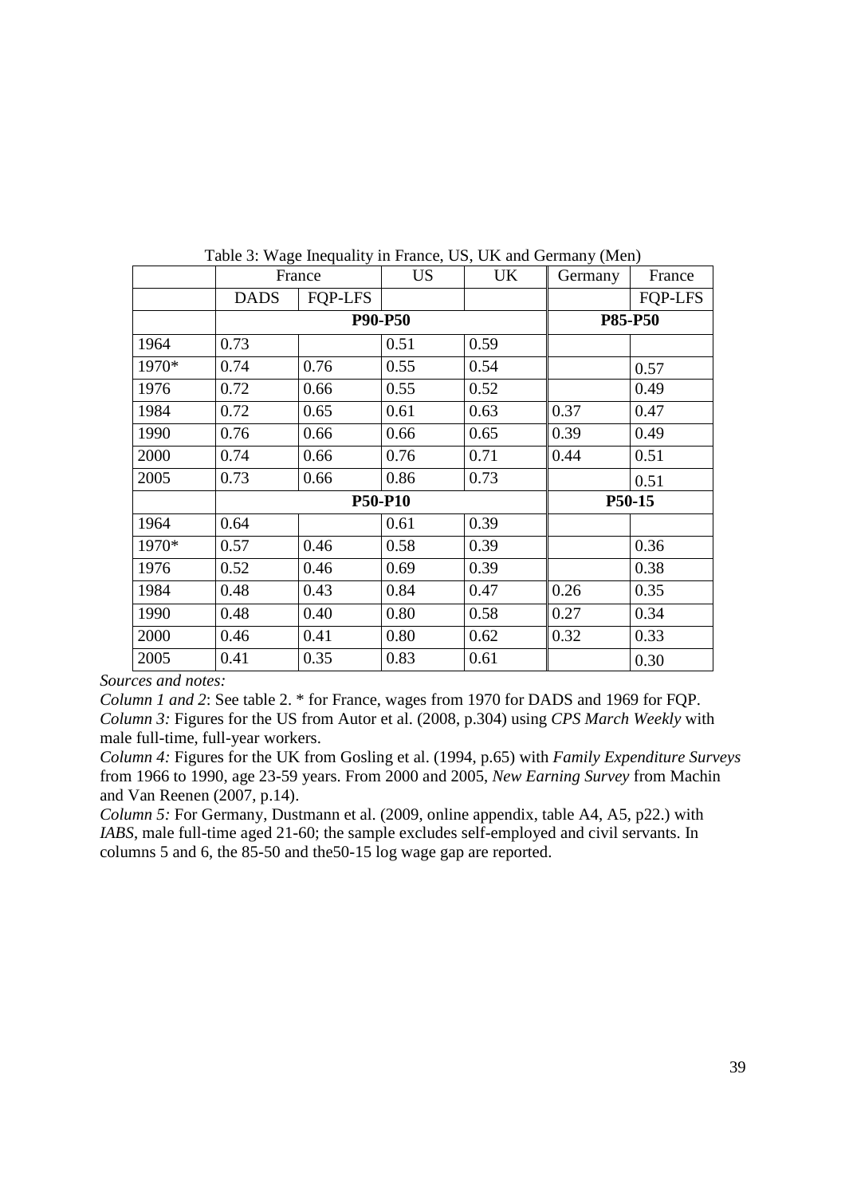Table 3: Wage Inequality in France, US, UK and Germany (Men)

| | France | | US | UK | Germany | France |
|---|---|---|---|---|---|---|
| | DADS | FQP-LFS | | | | FQP-LFS |
| | **P90-P50** | | | | **P85-P50** | |
| 1964 | 0.73 | | 0.51 | 0.59 | | |
| 1970* | 0.74 | 0.76 | 0.55 | 0.54 | | 0.57 |
| 1976 | 0.72 | 0.66 | 0.55 | 0.52 | | 0.49 |
| 1984 | 0.72 | 0.65 | 0.61 | 0.63 | 0.37 | 0.47 |
| 1990 | 0.76 | 0.66 | 0.66 | 0.65 | 0.39 | 0.49 |
| 2000 | 0.74 | 0.66 | 0.76 | 0.71 | 0.44 | 0.51 |
| 2005 | 0.73 | 0.66 | 0.86 | 0.73 | | 0.51 |
| | **P50-P10** | | | | **P50-15** | |
| 1964 | 0.64 | | 0.61 | 0.39 | | |
| 1970* | 0.57 | 0.46 | 0.58 | 0.39 | | 0.36 |
| 1976 | 0.52 | 0.46 | 0.69 | 0.39 | | 0.38 |
| 1984 | 0.48 | 0.43 | 0.84 | 0.47 | 0.26 | 0.35 |
| 1990 | 0.48 | 0.40 | 0.80 | 0.58 | 0.27 | 0.34 |
| 2000 | 0.46 | 0.41 | 0.80 | 0.62 | 0.32 | 0.33 |
| 2005 | 0.41 | 0.35 | 0.83 | 0.61 | | 0.30 |

*Sources and notes:*

*Column 1 and 2*: See table 2. * for France, wages from 1970 for DADS and 1969 for FQP.

*Column 3:* Figures for the US from Autor et al. (2008, p.304) using *CPS March Weekly* with male full-time, full-year workers.

*Column 4:* Figures for the UK from Gosling et al. (1994, p.65) with *Family Expenditure Surveys* from 1966 to 1990, age 23-59 years. From 2000 and 2005, *New Earning Survey* from Machin and Van Reenen (2007, p.14).

*Column 5:* For Germany, Dustmann et al. (2009, online appendix, table A4, A5, p22.) with *IABS*, male full-time aged 21-60; the sample excludes self-employed and civil servants. In columns 5 and 6, the 85-50 and the50-15 log wage gap are reported.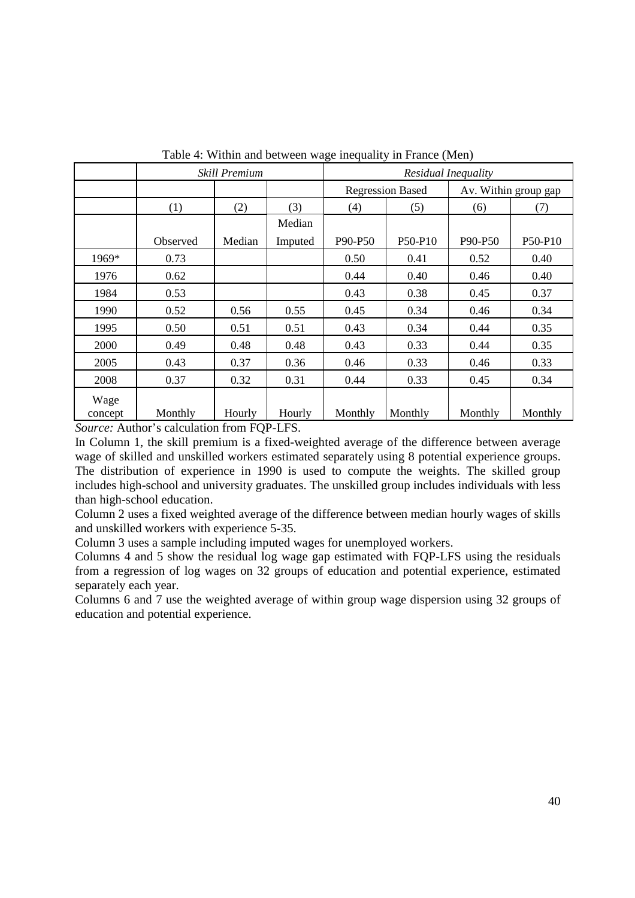Table 4: Within and between wage inequality in France (Men)

| | *Skill Premium* | | | *Residual Inequality* | | | |
|---|---|---|---|---|---|---|---|
| | | | | Regression Based | | Av. Within group gap | |
| | (1) | (2) | (3) | (4) | (5) | (6) | (7) |
| | Observed | Median | Median Imputed | P90-P50 | P50-P10 | P90-P50 | P50-P10 |
| 1969* | 0.73 | | | 0.50 | 0.41 | 0.52 | 0.40 |
| 1976 | 0.62 | | | 0.44 | 0.40 | 0.46 | 0.40 |
| 1984 | 0.53 | | | 0.43 | 0.38 | 0.45 | 0.37 |
| 1990 | 0.52 | 0.56 | 0.55 | 0.45 | 0.34 | 0.46 | 0.34 |
| 1995 | 0.50 | 0.51 | 0.51 | 0.43 | 0.34 | 0.44 | 0.35 |
| 2000 | 0.49 | 0.48 | 0.48 | 0.43 | 0.33 | 0.44 | 0.35 |
| 2005 | 0.43 | 0.37 | 0.36 | 0.46 | 0.33 | 0.46 | 0.33 |
| 2008 | 0.37 | 0.32 | 0.31 | 0.44 | 0.33 | 0.45 | 0.34 |
| Wage concept | Monthly | Hourly | Hourly | Monthly | Monthly | Monthly | Monthly |

*Source:* Author's calculation from FQP-LFS.

In Column 1, the skill premium is a fixed-weighted average of the difference between average wage of skilled and unskilled workers estimated separately using 8 potential experience groups. The distribution of experience in 1990 is used to compute the weights. The skilled group includes high-school and university graduates. The unskilled group includes individuals with less than high-school education.

Column 2 uses a fixed weighted average of the difference between median hourly wages of skills and unskilled workers with experience 5-35.

Column 3 uses a sample including imputed wages for unemployed workers.

Columns 4 and 5 show the residual log wage gap estimated with FQP-LFS using the residuals from a regression of log wages on 32 groups of education and potential experience, estimated separately each year.

Columns 6 and 7 use the weighted average of within group wage dispersion using 32 groups of education and potential experience.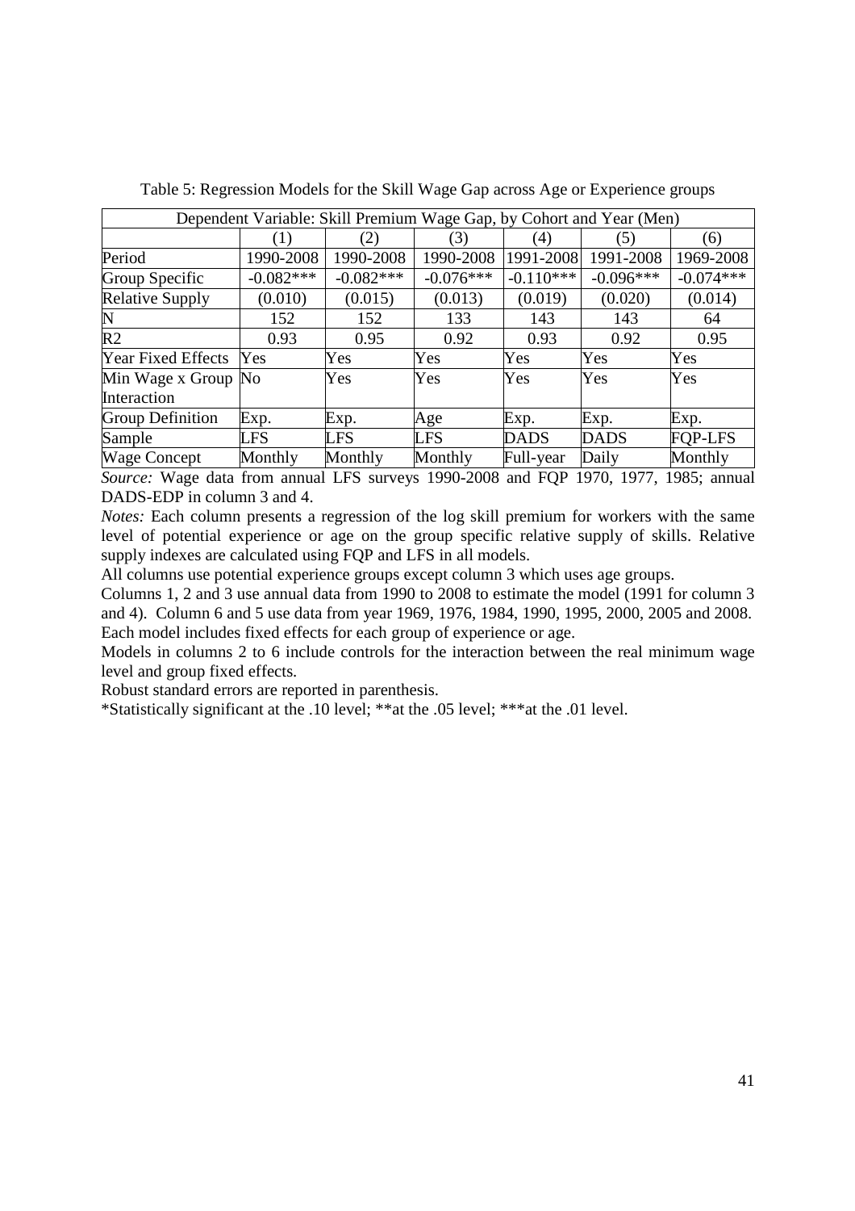Table 5: Regression Models for the Skill Wage Gap across Age or Experience groups

| Dependent Variable: Skill Premium Wage Gap, by Cohort and Year (Men) | | | | | | |
|---|---|---|---|---|---|---|
| | (1) | (2) | (3) | (4) | (5) | (6) |
| Period | 1990-2008 | 1990-2008 | 1990-2008 | 1991-2008 | 1991-2008 | 1969-2008 |
| Group Specific | -0.082*** | -0.082*** | -0.076*** | -0.110*** | -0.096*** | -0.074*** |
| Relative Supply | (0.010) | (0.015) | (0.013) | (0.019) | (0.020) | (0.014) |
| N | 152 | 152 | 133 | 143 | 143 | 64 |
| R2 | 0.93 | 0.95 | 0.92 | 0.93 | 0.92 | 0.95 |
| Year Fixed Effects | Yes | Yes | Yes | Yes | Yes | Yes |
| Min Wage x Group Interaction | No | Yes | Yes | Yes | Yes | Yes |
| Group Definition | Exp. | Exp. | Age | Exp. | Exp. | Exp. |
| Sample | LFS | LFS | LFS | DADS | DADS | FQP-LFS |
| Wage Concept | Monthly | Monthly | Monthly | Full-year | Daily | Monthly |

*Source:* Wage data from annual LFS surveys 1990-2008 and FQP 1970, 1977, 1985; annual DADS-EDP in column 3 and 4.

*Notes:* Each column presents a regression of the log skill premium for workers with the same level of potential experience or age on the group specific relative supply of skills. Relative supply indexes are calculated using FQP and LFS in all models.

All columns use potential experience groups except column 3 which uses age groups.

Columns 1, 2 and 3 use annual data from 1990 to 2008 to estimate the model (1991 for column 3 and 4). Column 6 and 5 use data from year 1969, 1976, 1984, 1990, 1995, 2000, 2005 and 2008. Each model includes fixed effects for each group of experience or age.

Models in columns 2 to 6 include controls for the interaction between the real minimum wage level and group fixed effects.

Robust standard errors are reported in parenthesis.

*Statistically significant at the .10 level; **at the .05 level; ***at the .01 level.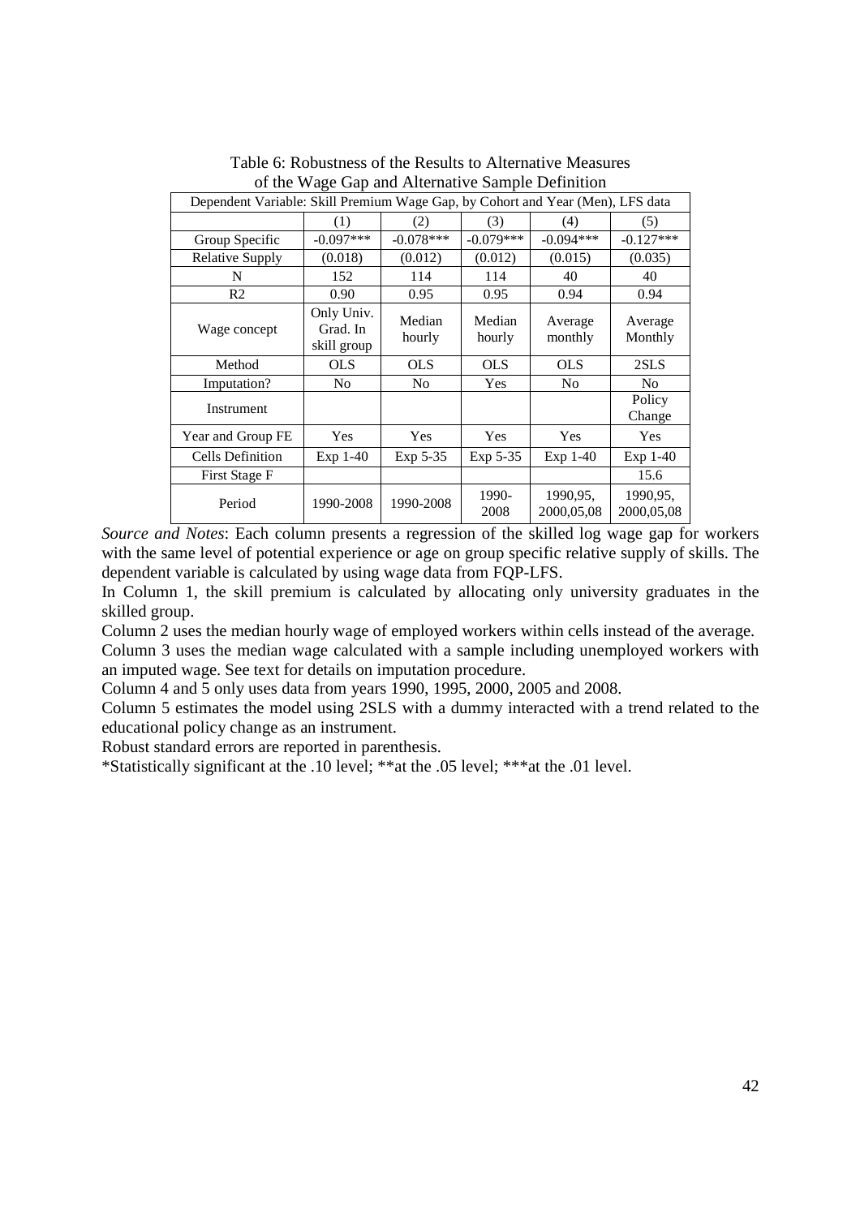Table 6: Robustness of the Results to Alternative Measures of the Wage Gap and Alternative Sample Definition

| Dependent Variable: Skill Premium Wage Gap, by Cohort and Year (Men), LFS data | | | | | |
|---|---|---|---|---|---|
| | (1) | (2) | (3) | (4) | (5) |
| Group Specific | -0.097*** | -0.078*** | -0.079*** | -0.094*** | -0.127*** |
| Relative Supply | (0.018) | (0.012) | (0.012) | (0.015) | (0.035) |
| N | 152 | 114 | 114 | 40 | 40 |
| R2 | 0.90 | 0.95 | 0.95 | 0.94 | 0.94 |
| Wage concept | Only Univ. Grad. In skill group | Median hourly | Median hourly | Average monthly | Average Monthly |
| Method | OLS | OLS | OLS | OLS | 2SLS |
| Imputation? | No | No | Yes | No | No |
| Instrument | | | | | Policy Change |
| Year and Group FE | Yes | Yes | Yes | Yes | Yes |
| Cells Definition | Exp 1-40 | Exp 5-35 | Exp 5-35 | Exp 1-40 | Exp 1-40 |
| First Stage F | | | | | 15.6 |
| Period | 1990-2008 | 1990-2008 | 1990-2008 | 1990,95, 2000,05,08 | 1990,95, 2000,05,08 |

*Source and Notes*: Each column presents a regression of the skilled log wage gap for workers with the same level of potential experience or age on group specific relative supply of skills. The dependent variable is calculated by using wage data from FQP-LFS.

In Column 1, the skill premium is calculated by allocating only university graduates in the skilled group.

Column 2 uses the median hourly wage of employed workers within cells instead of the average.

Column 3 uses the median wage calculated with a sample including unemployed workers with an imputed wage. See text for details on imputation procedure.

Column 4 and 5 only uses data from years 1990, 1995, 2000, 2005 and 2008.

Column 5 estimates the model using 2SLS with a dummy interacted with a trend related to the educational policy change as an instrument.

Robust standard errors are reported in parenthesis.

*Statistically significant at the .10 level; **at the .05 level; ***at the .01 level.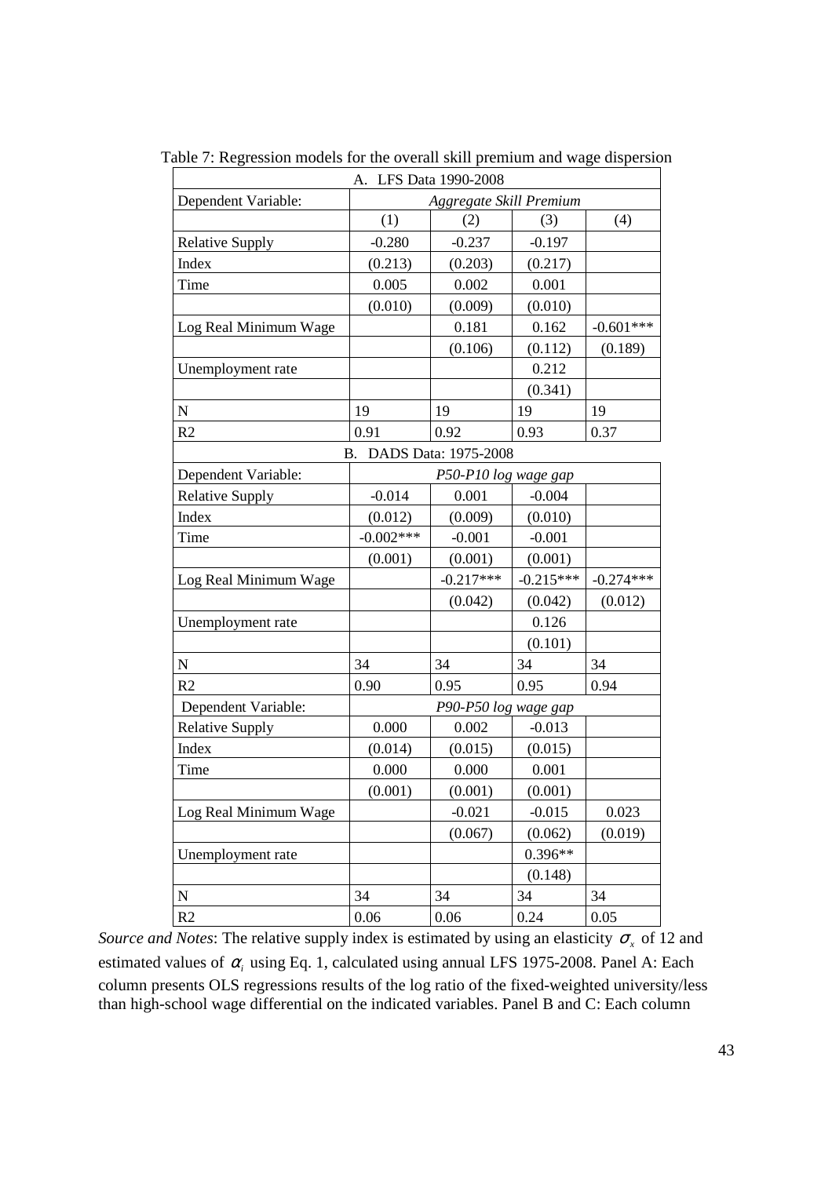Table 7: Regression models for the overall skill premium and wage dispersion

| A. LFS Data 1990-2008 | | | | |
|---|---|---|---|---|
| Dependent Variable: | *Aggregate Skill Premium* | | | |
| | (1) | (2) | (3) | (4) |
| Relative Supply | -0.280 | -0.237 | -0.197 | |
| Index | (0.213) | (0.203) | (0.217) | |
| Time | 0.005 | 0.002 | 0.001 | |
| | (0.010) | (0.009) | (0.010) | |
| Log Real Minimum Wage | | 0.181 | 0.162 | -0.601*** |
| | | (0.106) | (0.112) | (0.189) |
| Unemployment rate | | | 0.212 | |
| | | | (0.341) | |
| N | 19 | 19 | 19 | 19 |
| R2 | 0.91 | 0.92 | 0.93 | 0.37 |
| **B. DADS Data: 1975-2008** | | | | |
| Dependent Variable: | *P50-P10 log wage gap* | | | |
| Relative Supply | -0.014 | 0.001 | -0.004 | |
| Index | (0.012) | (0.009) | (0.010) | |
| Time | -0.002*** | -0.001 | -0.001 | |
| | (0.001) | (0.001) | (0.001) | |
| Log Real Minimum Wage | | -0.217*** | -0.215*** | -0.274*** |
| | | (0.042) | (0.042) | (0.012) |
| Unemployment rate | | | 0.126 | |
| | | | (0.101) | |
| N | 34 | 34 | 34 | 34 |
| R2 | 0.90 | 0.95 | 0.95 | 0.94 |
| Dependent Variable: | *P90-P50 log wage gap* | | | |
| Relative Supply | 0.000 | 0.002 | -0.013 | |
| Index | (0.014) | (0.015) | (0.015) | |
| Time | 0.000 | 0.000 | 0.001 | |
| | (0.001) | (0.001) | (0.001) | |
| Log Real Minimum Wage | | -0.021 | -0.015 | 0.023 |
| | | (0.067) | (0.062) | (0.019) |
| Unemployment rate | | | 0.396** | |
| | | | (0.148) | |
| N | 34 | 34 | 34 | 34 |
| R2 | 0.06 | 0.06 | 0.24 | 0.05 |

*Source and Notes*: The relative supply index is estimated by using an elasticity $\sigma_x$ of 12 and estimated values of $\alpha_i$ using Eq. 1, calculated using annual LFS 1975-2008. Panel A: Each column presents OLS regressions results of the log ratio of the fixed-weighted university/less than high-school wage differential on the indicated variables. Panel B and C: Each column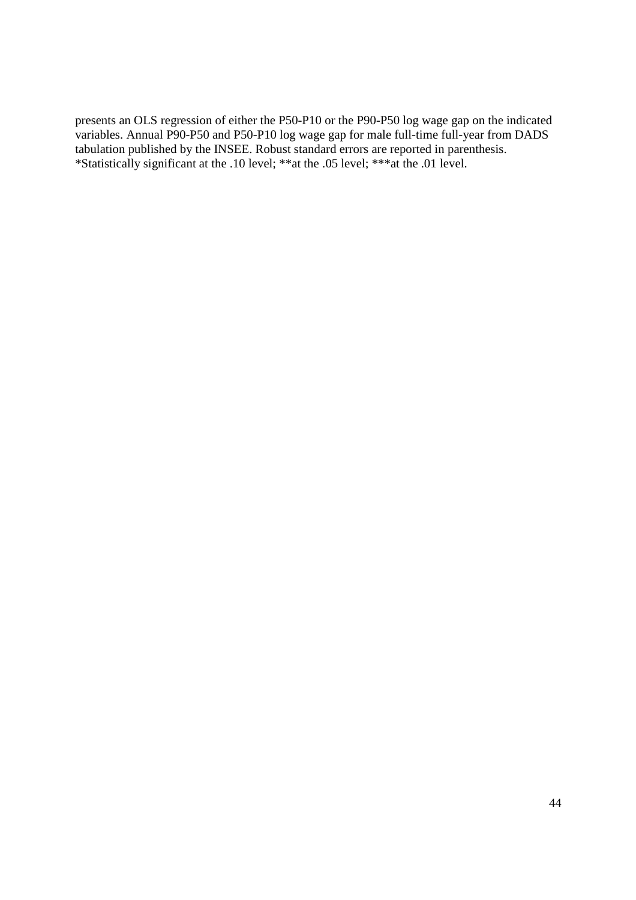presents an OLS regression of either the P50-P10 or the P90-P50 log wage gap on the indicated variables. Annual P90-P50 and P50-P10 log wage gap for male full-time full-year from DADS tabulation published by the INSEE. Robust standard errors are reported in parenthesis.
*Statistically significant at the .10 level; **at the .05 level; ***at the .01 level.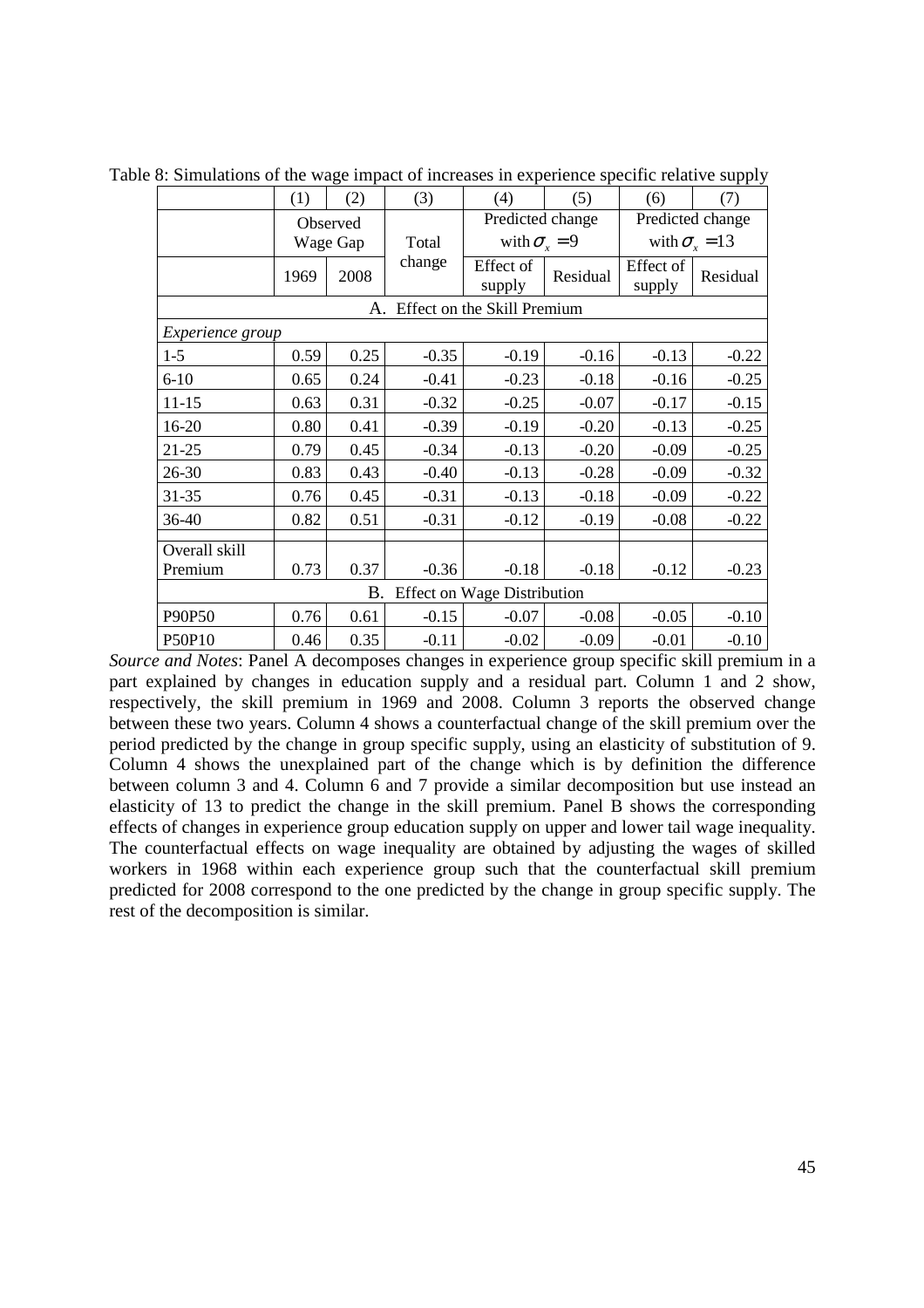Table 8: Simulations of the wage impact of increases in experience specific relative supply

| | (1) | (2) | (3) | (4) | (5) | (6) | (7) |
|---|---|---|---|---|---|---|---|
| | Observed Wage Gap | | Total change | Predicted change with $\sigma_x = 9$ | | Predicted change with $\sigma_x = 13$ | |
| | 1969 | 2008 | | Effect of supply | Residual | Effect of supply | Residual |
| **A. Effect on the Skill Premium** | | | | | | | |
| *Experience group* | | | | | | | |
| 1-5 | 0.59 | 0.25 | -0.35 | -0.19 | -0.16 | -0.13 | -0.22 |
| 6-10 | 0.65 | 0.24 | -0.41 | -0.23 | -0.18 | -0.16 | -0.25 |
| 11-15 | 0.63 | 0.31 | -0.32 | -0.25 | -0.07 | -0.17 | -0.15 |
| 16-20 | 0.80 | 0.41 | -0.39 | -0.19 | -0.20 | -0.13 | -0.25 |
| 21-25 | 0.79 | 0.45 | -0.34 | -0.13 | -0.20 | -0.09 | -0.25 |
| 26-30 | 0.83 | 0.43 | -0.40 | -0.13 | -0.28 | -0.09 | -0.32 |
| 31-35 | 0.76 | 0.45 | -0.31 | -0.13 | -0.18 | -0.09 | -0.22 |
| 36-40 | 0.82 | 0.51 | -0.31 | -0.12 | -0.19 | -0.08 | -0.22 |
| Overall skill Premium | 0.73 | 0.37 | -0.36 | -0.18 | -0.18 | -0.12 | -0.23 |
| **B. Effect on Wage Distribution** | | | | | | | |
| P90P50 | 0.76 | 0.61 | -0.15 | -0.07 | -0.08 | -0.05 | -0.10 |
| P50P10 | 0.46 | 0.35 | -0.11 | -0.02 | -0.09 | -0.01 | -0.10 |

*Source and Notes*: Panel A decomposes changes in experience group specific skill premium in a part explained by changes in education supply and a residual part. Column 1 and 2 show, respectively, the skill premium in 1969 and 2008. Column 3 reports the observed change between these two years. Column 4 shows a counterfactual change of the skill premium over the period predicted by the change in group specific supply, using an elasticity of substitution of 9. Column 4 shows the unexplained part of the change which is by definition the difference between column 3 and 4. Column 6 and 7 provide a similar decomposition but use instead an elasticity of 13 to predict the change in the skill premium. Panel B shows the corresponding effects of changes in experience group education supply on upper and lower tail wage inequality. The counterfactual effects on wage inequality are obtained by adjusting the wages of skilled workers in 1968 within each experience group such that the counterfactual skill premium predicted for 2008 correspond to the one predicted by the change in group specific supply. The rest of the decomposition is similar.